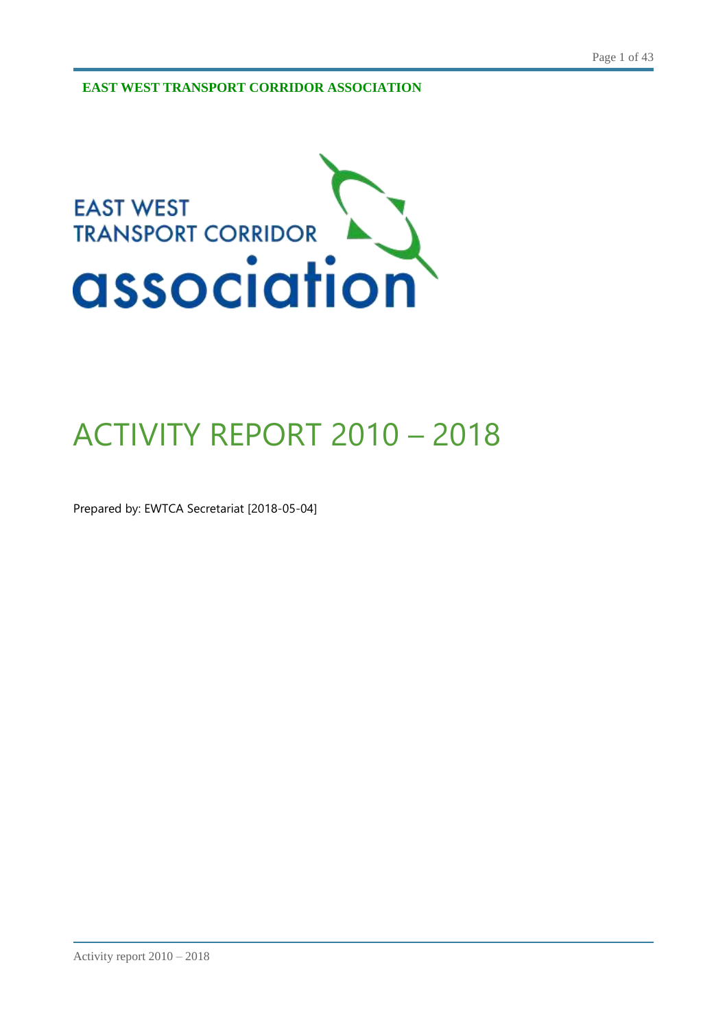**EAST WEST TRANSPORT CORRIDOR ASSOCIATION**

EAST WEST
TRANSPORT CORRIDOR
association

# ACTIVITY REPORT 2010 – 2018

Prepared by: EWTCA Secretariat [2018-05-04]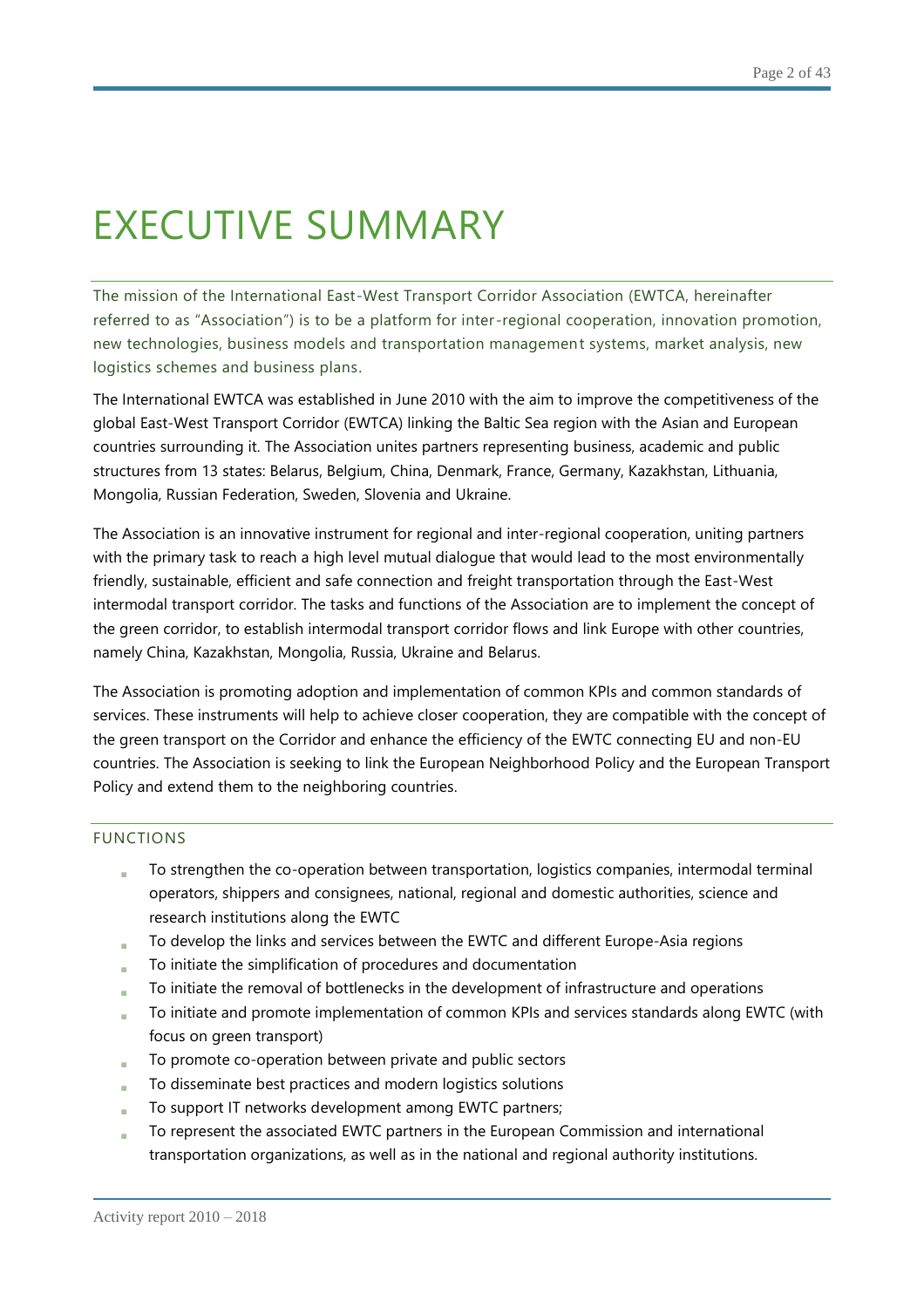# EXECUTIVE SUMMARY

The mission of the International East-West Transport Corridor Association (EWTCA, hereinafter referred to as "Association") is to be a platform for inter-regional cooperation, innovation promotion, new technologies, business models and transportation management systems, market analysis, new logistics schemes and business plans.

The International EWTCA was established in June 2010 with the aim to improve the competitiveness of the global East-West Transport Corridor (EWTCA) linking the Baltic Sea region with the Asian and European countries surrounding it. The Association unites partners representing business, academic and public structures from 13 states: Belarus, Belgium, China, Denmark, France, Germany, Kazakhstan, Lithuania, Mongolia, Russian Federation, Sweden, Slovenia and Ukraine.

The Association is an innovative instrument for regional and inter-regional cooperation, uniting partners with the primary task to reach a high level mutual dialogue that would lead to the most environmentally friendly, sustainable, efficient and safe connection and freight transportation through the East-West intermodal transport corridor. The tasks and functions of the Association are to implement the concept of the green corridor, to establish intermodal transport corridor flows and link Europe with other countries, namely China, Kazakhstan, Mongolia, Russia, Ukraine and Belarus.

The Association is promoting adoption and implementation of common KPIs and common standards of services. These instruments will help to achieve closer cooperation, they are compatible with the concept of the green transport on the Corridor and enhance the efficiency of the EWTC connecting EU and non-EU countries. The Association is seeking to link the European Neighborhood Policy and the European Transport Policy and extend them to the neighboring countries.

## FUNCTIONS

- To strengthen the co-operation between transportation, logistics companies, intermodal terminal operators, shippers and consignees, national, regional and domestic authorities, science and research institutions along the EWTC
- To develop the links and services between the EWTC and different Europe-Asia regions
- To initiate the simplification of procedures and documentation
- To initiate the removal of bottlenecks in the development of infrastructure and operations
- To initiate and promote implementation of common KPIs and services standards along EWTC (with focus on green transport)
- To promote co-operation between private and public sectors
- To disseminate best practices and modern logistics solutions
- To support IT networks development among EWTC partners;
- To represent the associated EWTC partners in the European Commission and international transportation organizations, as well as in the national and regional authority institutions.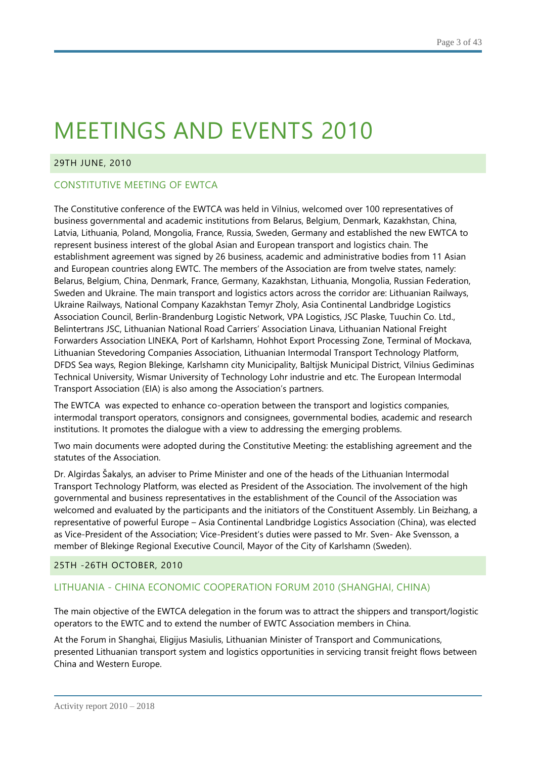# MEETINGS AND EVENTS 2010

## 29TH JUNE, 2010

### CONSTITUTIVE MEETING OF EWTCA

The Constitutive conference of the EWTCA was held in Vilnius, welcomed over 100 representatives of business governmental and academic institutions from Belarus, Belgium, Denmark, Kazakhstan, China, Latvia, Lithuania, Poland, Mongolia, France, Russia, Sweden, Germany and established the new EWTCA to represent business interest of the global Asian and European transport and logistics chain. The establishment agreement was signed by 26 business, academic and administrative bodies from 11 Asian and European countries along EWTC. The members of the Association are from twelve states, namely: Belarus, Belgium, China, Denmark, France, Germany, Kazakhstan, Lithuania, Mongolia, Russian Federation, Sweden and Ukraine. The main transport and logistics actors across the corridor are: Lithuanian Railways, Ukraine Railways, National Company Kazakhstan Temyr Zholy, Asia Continental Landbridge Logistics Association Council, Berlin-Brandenburg Logistic Network, VPA Logistics, JSC Plaske, Tuuchin Co. Ltd., Belintertrans JSC, Lithuanian National Road Carriers' Association Linava, Lithuanian National Freight Forwarders Association LINEKA, Port of Karlshamn, Hohhot Export Processing Zone, Terminal of Mockava, Lithuanian Stevedoring Companies Association, Lithuanian Intermodal Transport Technology Platform, DFDS Sea ways, Region Blekinge, Karlshamn city Municipality, Baltijsk Municipal District, Vilnius Gediminas Technical University, Wismar University of Technology Lohr industrie and etc. The European Intermodal Transport Association (EIA) is also among the Association's partners.

The EWTCA was expected to enhance co-operation between the transport and logistics companies, intermodal transport operators, consignors and consignees, governmental bodies, academic and research institutions. It promotes the dialogue with a view to addressing the emerging problems.

Two main documents were adopted during the Constitutive Meeting: the establishing agreement and the statutes of the Association.

Dr. Algirdas Šakalys, an adviser to Prime Minister and one of the heads of the Lithuanian Intermodal Transport Technology Platform, was elected as President of the Association. The involvement of the high governmental and business representatives in the establishment of the Council of the Association was welcomed and evaluated by the participants and the initiators of the Constituent Assembly. Lin Beizhang, a representative of powerful Europe – Asia Continental Landbridge Logistics Association (China), was elected as Vice-President of the Association; Vice-President's duties were passed to Mr. Sven- Ake Svensson, a member of Blekinge Regional Executive Council, Mayor of the City of Karlshamn (Sweden).

## 25TH -26TH OCTOBER, 2010

### LITHUANIA - CHINA ECONOMIC COOPERATION FORUM 2010 (SHANGHAI, CHINA)

The main objective of the EWTCA delegation in the forum was to attract the shippers and transport/logistic operators to the EWTC and to extend the number of EWTC Association members in China.

At the Forum in Shanghai, Eligijus Masiulis, Lithuanian Minister of Transport and Communications, presented Lithuanian transport system and logistics opportunities in servicing transit freight flows between China and Western Europe.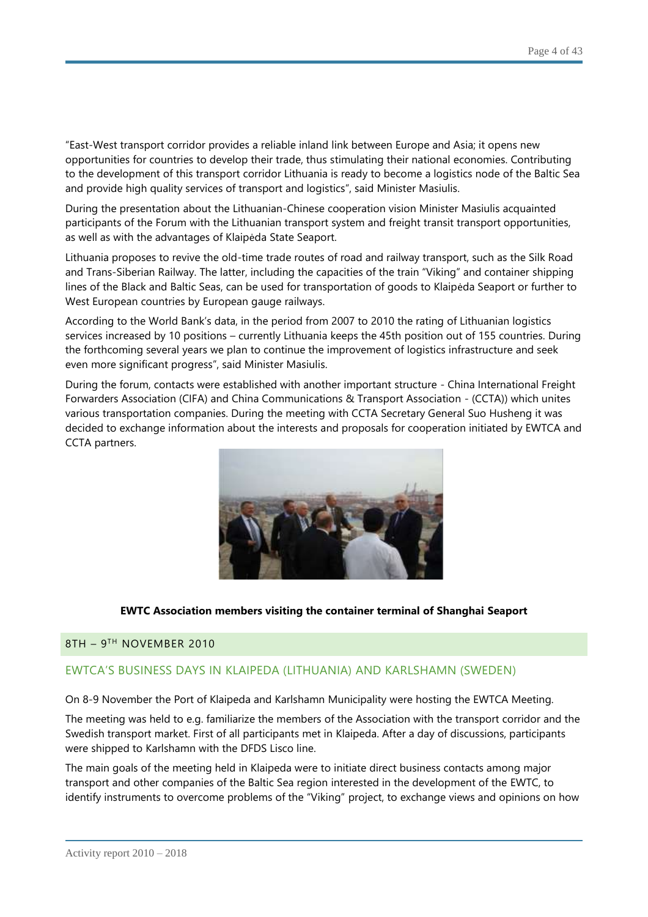"East-West transport corridor provides a reliable inland link between Europe and Asia; it opens new opportunities for countries to develop their trade, thus stimulating their national economies. Contributing to the development of this transport corridor Lithuania is ready to become a logistics node of the Baltic Sea and provide high quality services of transport and logistics", said Minister Masiulis.

During the presentation about the Lithuanian-Chinese cooperation vision Minister Masiulis acquainted participants of the Forum with the Lithuanian transport system and freight transit transport opportunities, as well as with the advantages of Klaipėda State Seaport.

Lithuania proposes to revive the old-time trade routes of road and railway transport, such as the Silk Road and Trans-Siberian Railway. The latter, including the capacities of the train "Viking" and container shipping lines of the Black and Baltic Seas, can be used for transportation of goods to Klaipėda Seaport or further to West European countries by European gauge railways.

According to the World Bank's data, in the period from 2007 to 2010 the rating of Lithuanian logistics services increased by 10 positions – currently Lithuania keeps the 45th position out of 155 countries. During the forthcoming several years we plan to continue the improvement of logistics infrastructure and seek even more significant progress", said Minister Masiulis.

During the forum, contacts were established with another important structure - China International Freight Forwarders Association (CIFA) and China Communications & Transport Association - (CCTA)) which unites various transportation companies. During the meeting with CCTA Secretary General Suo Husheng it was decided to exchange information about the interests and proposals for cooperation initiated by EWTCA and CCTA partners.

**EWTC Association members visiting the container terminal of Shanghai Seaport**

## 8TH – 9TH NOVEMBER 2010

## EWTCA'S BUSINESS DAYS IN KLAIPEDA (LITHUANIA) AND KARLSHAMN (SWEDEN)

On 8-9 November the Port of Klaipeda and Karlshamn Municipality were hosting the EWTCA Meeting.

The meeting was held to e.g. familiarize the members of the Association with the transport corridor and the Swedish transport market. First of all participants met in Klaipeda. After a day of discussions, participants were shipped to Karlshamn with the DFDS Lisco line.

The main goals of the meeting held in Klaipeda were to initiate direct business contacts among major transport and other companies of the Baltic Sea region interested in the development of the EWTC, to identify instruments to overcome problems of the "Viking" project, to exchange views and opinions on how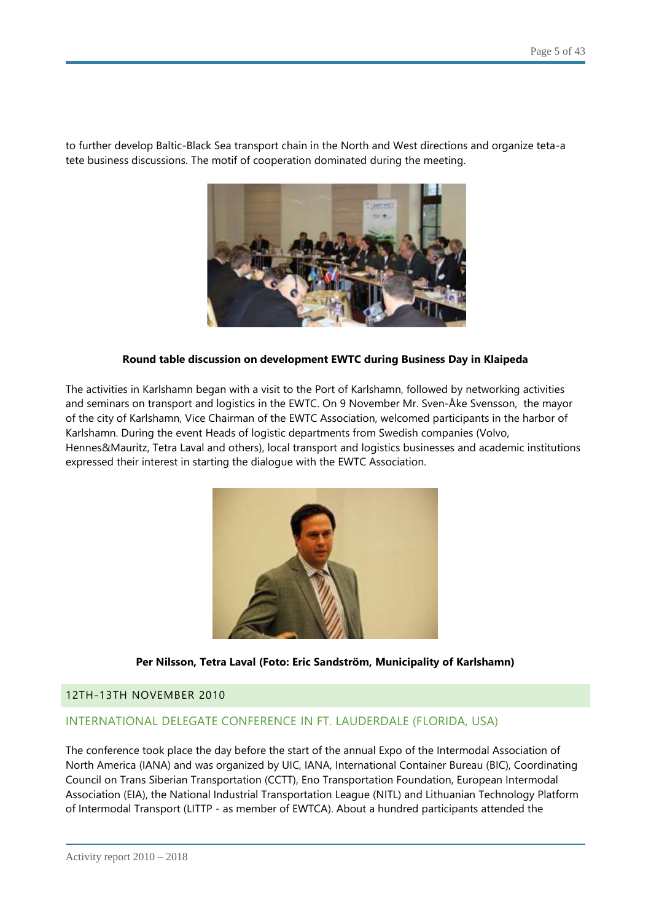to further develop Baltic-Black Sea transport chain in the North and West directions and organize teta-a tete business discussions. The motif of cooperation dominated during the meeting.

**Round table discussion on development EWTC during Business Day in Klaipeda**

The activities in Karlshamn began with a visit to the Port of Karlshamn, followed by networking activities and seminars on transport and logistics in the EWTC. On 9 November Mr. Sven-Åke Svensson, the mayor of the city of Karlshamn, Vice Chairman of the EWTC Association, welcomed participants in the harbor of Karlshamn. During the event Heads of logistic departments from Swedish companies (Volvo, Hennes&Mauritz, Tetra Laval and others), local transport and logistics businesses and academic institutions expressed their interest in starting the dialogue with the EWTC Association.

**Per Nilsson, Tetra Laval (Foto: Eric Sandström, Municipality of Karlshamn)**

## 12TH-13TH NOVEMBER 2010

### INTERNATIONAL DELEGATE CONFERENCE IN FT. LAUDERDALE (FLORIDA, USA)

The conference took place the day before the start of the annual Expo of the Intermodal Association of North America (IANA) and was organized by UIC, IANA, International Container Bureau (BIC), Coordinating Council on Trans Siberian Transportation (CCTT), Eno Transportation Foundation, European Intermodal Association (EIA), the National Industrial Transportation League (NITL) and Lithuanian Technology Platform of Intermodal Transport (LITTP - as member of EWTCA). About a hundred participants attended the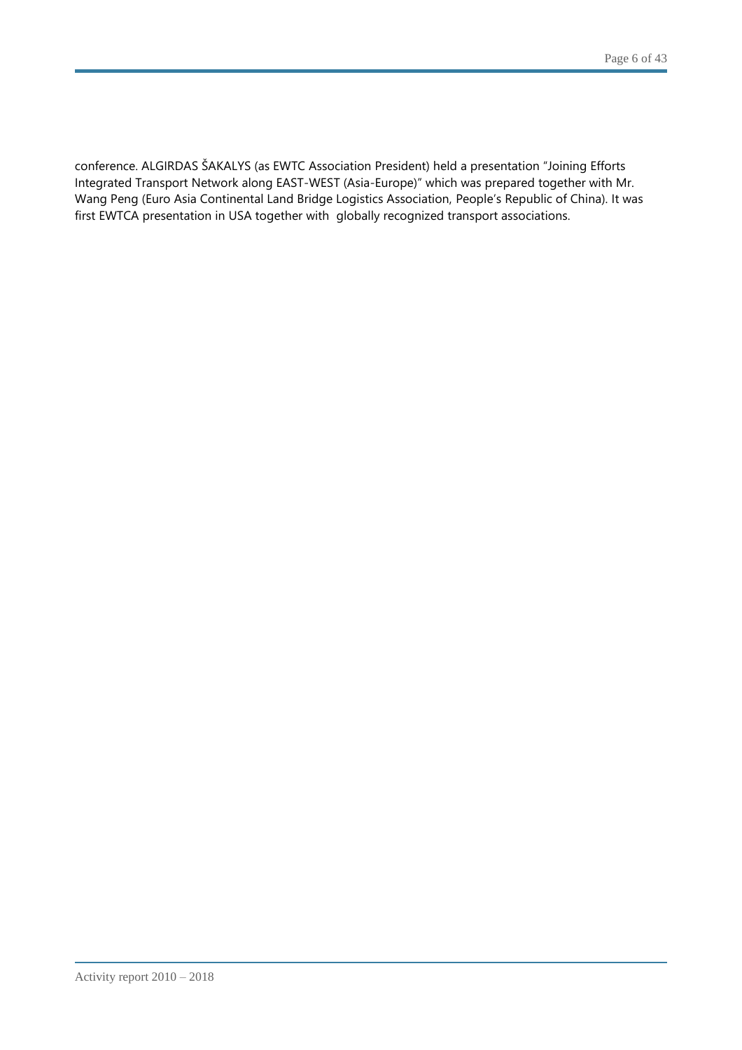conference. ALGIRDAS ŠAKALYS (as EWTC Association President) held a presentation "Joining Efforts Integrated Transport Network along EAST-WEST (Asia-Europe)" which was prepared together with Mr. Wang Peng (Euro Asia Continental Land Bridge Logistics Association, People's Republic of China). It was first EWTCA presentation in USA together with globally recognized transport associations.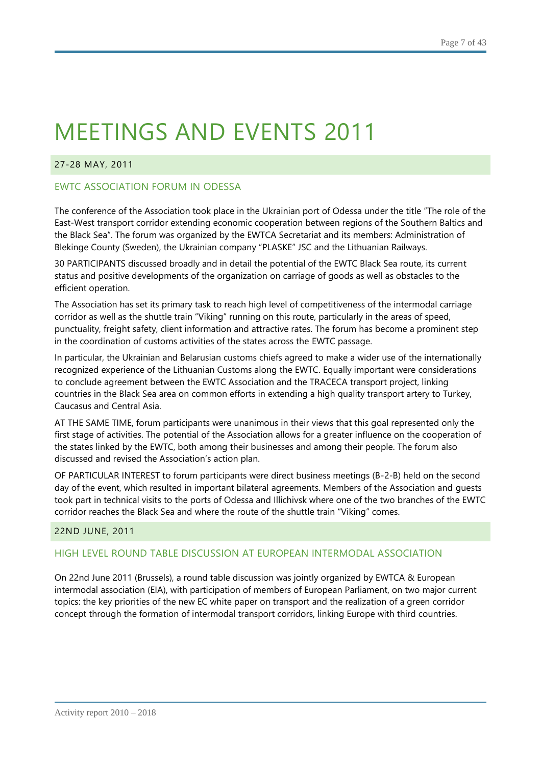# MEETINGS AND EVENTS 2011

### 27-28 MAY, 2011

## EWTC ASSOCIATION FORUM IN ODESSA

The conference of the Association took place in the Ukrainian port of Odessa under the title "The role of the East-West transport corridor extending economic cooperation between regions of the Southern Baltics and the Black Sea". The forum was organized by the EWTCA Secretariat and its members: Administration of Blekinge County (Sweden), the Ukrainian company "PLASKE" JSC and the Lithuanian Railways.

30 PARTICIPANTS discussed broadly and in detail the potential of the EWTC Black Sea route, its current status and positive developments of the organization on carriage of goods as well as obstacles to the efficient operation.

The Association has set its primary task to reach high level of competitiveness of the intermodal carriage corridor as well as the shuttle train "Viking" running on this route, particularly in the areas of speed, punctuality, freight safety, client information and attractive rates. The forum has become a prominent step in the coordination of customs activities of the states across the EWTC passage.

In particular, the Ukrainian and Belarusian customs chiefs agreed to make a wider use of the internationally recognized experience of the Lithuanian Customs along the EWTC. Equally important were considerations to conclude agreement between the EWTC Association and the TRACECA transport project, linking countries in the Black Sea area on common efforts in extending a high quality transport artery to Turkey, Caucasus and Central Asia.

AT THE SAME TIME, forum participants were unanimous in their views that this goal represented only the first stage of activities. The potential of the Association allows for a greater influence on the cooperation of the states linked by the EWTC, both among their businesses and among their people. The forum also discussed and revised the Association's action plan.

OF PARTICULAR INTEREST to forum participants were direct business meetings (B-2-B) held on the second day of the event, which resulted in important bilateral agreements. Members of the Association and guests took part in technical visits to the ports of Odessa and Illichivsk where one of the two branches of the EWTC corridor reaches the Black Sea and where the route of the shuttle train "Viking" comes.

### 22ND JUNE, 2011

## HIGH LEVEL ROUND TABLE DISCUSSION AT EUROPEAN INTERMODAL ASSOCIATION

On 22nd June 2011 (Brussels), a round table discussion was jointly organized by EWTCA & European intermodal association (EIA), with participation of members of European Parliament, on two major current topics: the key priorities of the new EC white paper on transport and the realization of a green corridor concept through the formation of intermodal transport corridors, linking Europe with third countries.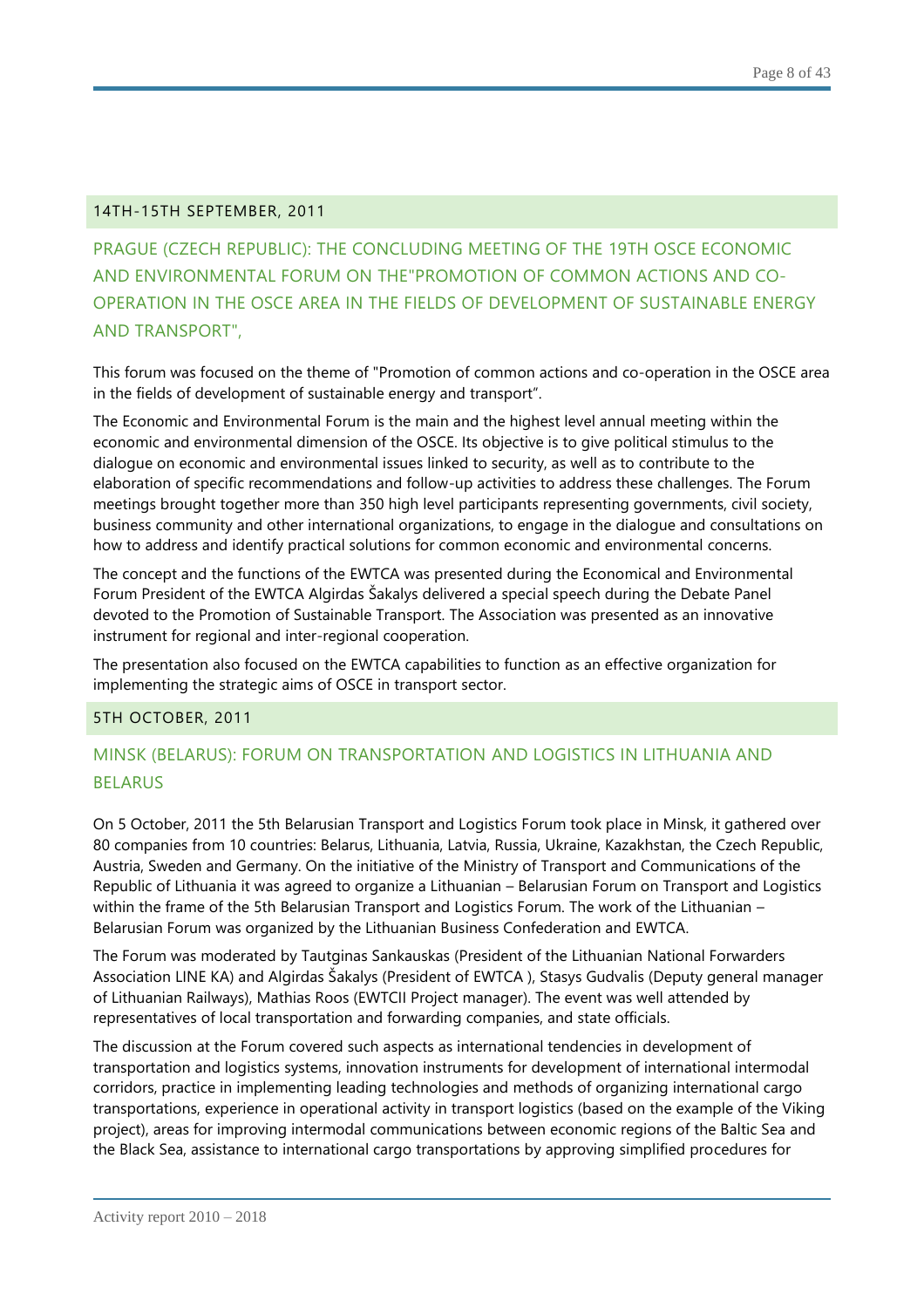### 14TH-15TH SEPTEMBER, 2011

## PRAGUE (CZECH REPUBLIC): THE CONCLUDING MEETING OF THE 19TH OSCE ECONOMIC AND ENVIRONMENTAL FORUM ON THE"PROMOTION OF COMMON ACTIONS AND CO-OPERATION IN THE OSCE AREA IN THE FIELDS OF DEVELOPMENT OF SUSTAINABLE ENERGY AND TRANSPORT",

This forum was focused on the theme of "Promotion of common actions and co-operation in the OSCE area in the fields of development of sustainable energy and transport".

The Economic and Environmental Forum is the main and the highest level annual meeting within the economic and environmental dimension of the OSCE. Its objective is to give political stimulus to the dialogue on economic and environmental issues linked to security, as well as to contribute to the elaboration of specific recommendations and follow-up activities to address these challenges. The Forum meetings brought together more than 350 high level participants representing governments, civil society, business community and other international organizations, to engage in the dialogue and consultations on how to address and identify practical solutions for common economic and environmental concerns.

The concept and the functions of the EWTCA was presented during the Economical and Environmental Forum President of the EWTCA Algirdas Šakalys delivered a special speech during the Debate Panel devoted to the Promotion of Sustainable Transport. The Association was presented as an innovative instrument for regional and inter-regional cooperation.

The presentation also focused on the EWTCA capabilities to function as an effective organization for implementing the strategic aims of OSCE in transport sector.

### 5TH OCTOBER, 2011

## MINSK (BELARUS): FORUM ON TRANSPORTATION AND LOGISTICS IN LITHUANIA AND BELARUS

On 5 October, 2011 the 5th Belarusian Transport and Logistics Forum took place in Minsk, it gathered over 80 companies from 10 countries: Belarus, Lithuania, Latvia, Russia, Ukraine, Kazakhstan, the Czech Republic, Austria, Sweden and Germany. On the initiative of the Ministry of Transport and Communications of the Republic of Lithuania it was agreed to organize a Lithuanian – Belarusian Forum on Transport and Logistics within the frame of the 5th Belarusian Transport and Logistics Forum. The work of the Lithuanian – Belarusian Forum was organized by the Lithuanian Business Confederation and EWTCA.

The Forum was moderated by Tautginas Sankauskas (President of the Lithuanian National Forwarders Association LINE KA) and Algirdas Šakalys (President of EWTCA ), Stasys Gudvalis (Deputy general manager of Lithuanian Railways), Mathias Roos (EWTCII Project manager). The event was well attended by representatives of local transportation and forwarding companies, and state officials.

The discussion at the Forum covered such aspects as international tendencies in development of transportation and logistics systems, innovation instruments for development of international intermodal corridors, practice in implementing leading technologies and methods of organizing international cargo transportations, experience in operational activity in transport logistics (based on the example of the Viking project), areas for improving intermodal communications between economic regions of the Baltic Sea and the Black Sea, assistance to international cargo transportations by approving simplified procedures for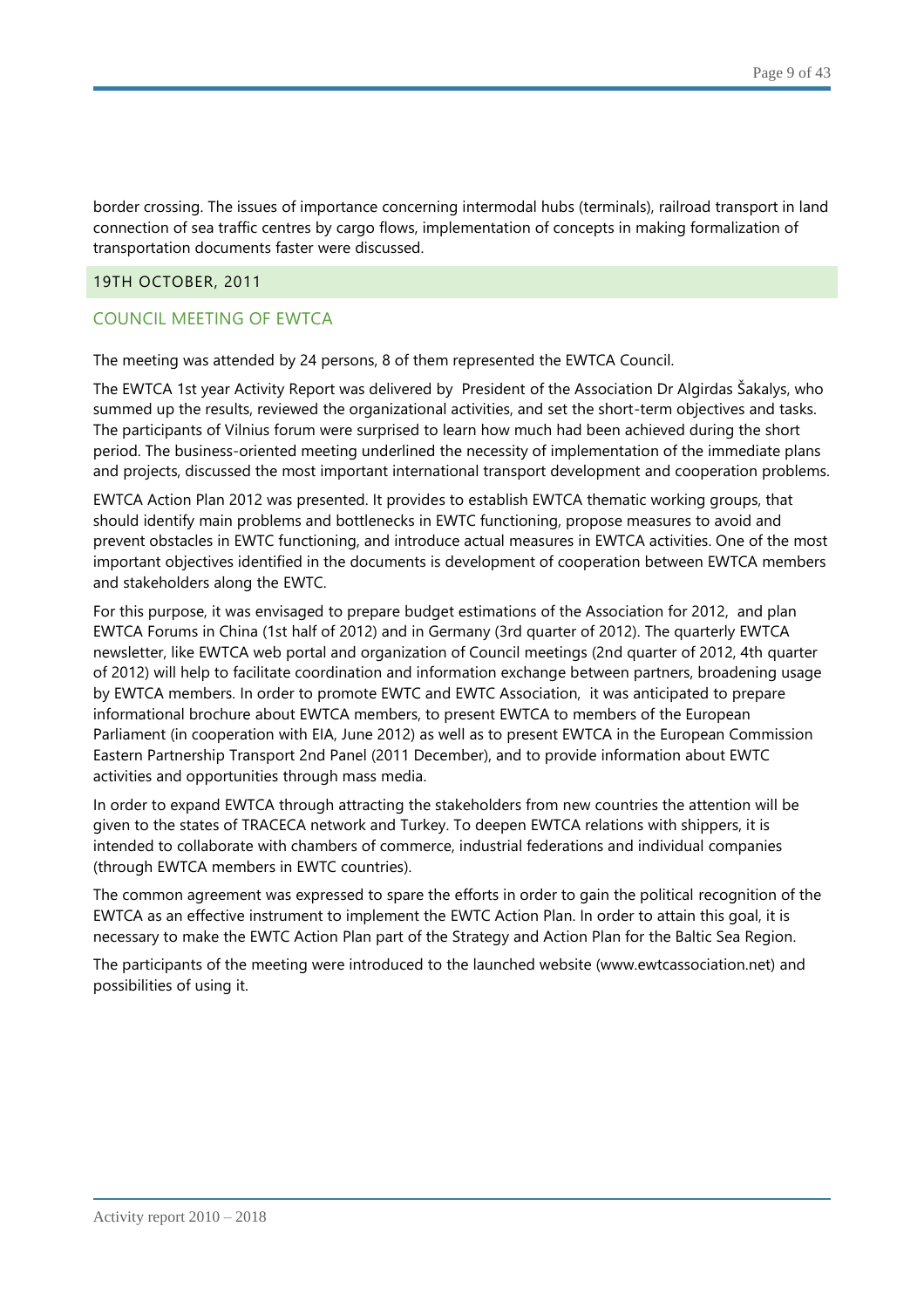border crossing. The issues of importance concerning intermodal hubs (terminals), railroad transport in land connection of sea traffic centres by cargo flows, implementation of concepts in making formalization of transportation documents faster were discussed.

## 19TH OCTOBER, 2011

### COUNCIL MEETING OF EWTCA

The meeting was attended by 24 persons, 8 of them represented the EWTCA Council.

The EWTCA 1st year Activity Report was delivered by President of the Association Dr Algirdas Šakalys, who summed up the results, reviewed the organizational activities, and set the short-term objectives and tasks. The participants of Vilnius forum were surprised to learn how much had been achieved during the short period. The business-oriented meeting underlined the necessity of implementation of the immediate plans and projects, discussed the most important international transport development and cooperation problems.

EWTCA Action Plan 2012 was presented. It provides to establish EWTCA thematic working groups, that should identify main problems and bottlenecks in EWTC functioning, propose measures to avoid and prevent obstacles in EWTC functioning, and introduce actual measures in EWTCA activities. One of the most important objectives identified in the documents is development of cooperation between EWTCA members and stakeholders along the EWTC.

For this purpose, it was envisaged to prepare budget estimations of the Association for 2012, and plan EWTCA Forums in China (1st half of 2012) and in Germany (3rd quarter of 2012). The quarterly EWTCA newsletter, like EWTCA web portal and organization of Council meetings (2nd quarter of 2012, 4th quarter of 2012) will help to facilitate coordination and information exchange between partners, broadening usage by EWTCA members. In order to promote EWTC and EWTC Association, it was anticipated to prepare informational brochure about EWTCA members, to present EWTCA to members of the European Parliament (in cooperation with EIA, June 2012) as well as to present EWTCA in the European Commission Eastern Partnership Transport 2nd Panel (2011 December), and to provide information about EWTC activities and opportunities through mass media.

In order to expand EWTCA through attracting the stakeholders from new countries the attention will be given to the states of TRACECA network and Turkey. To deepen EWTCA relations with shippers, it is intended to collaborate with chambers of commerce, industrial federations and individual companies (through EWTCA members in EWTC countries).

The common agreement was expressed to spare the efforts in order to gain the political recognition of the EWTCA as an effective instrument to implement the EWTC Action Plan. In order to attain this goal, it is necessary to make the EWTC Action Plan part of the Strategy and Action Plan for the Baltic Sea Region.

The participants of the meeting were introduced to the launched website (www.ewtcassociation.net) and possibilities of using it.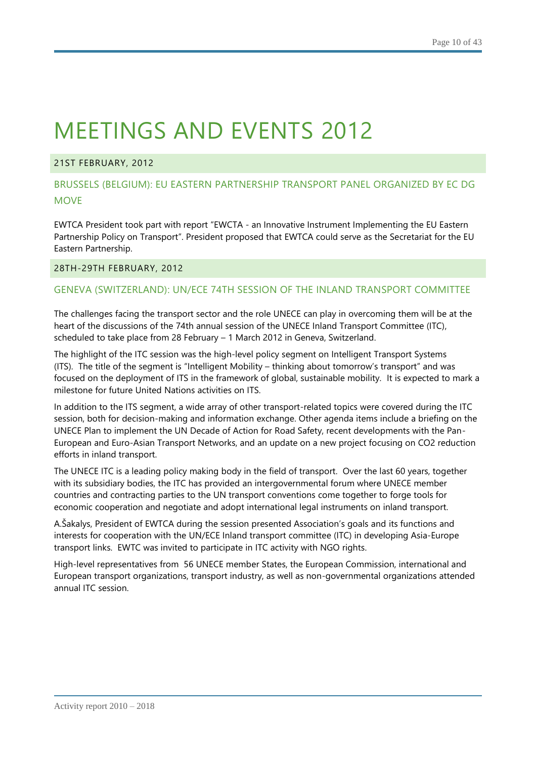# MEETINGS AND EVENTS 2012

### 21ST FEBRUARY, 2012

## BRUSSELS (BELGIUM): EU EASTERN PARTNERSHIP TRANSPORT PANEL ORGANIZED BY EC DG MOVE

EWTCA President took part with report "EWCTA - an Innovative Instrument Implementing the EU Eastern Partnership Policy on Transport". President proposed that EWTCA could serve as the Secretariat for the EU Eastern Partnership.

### 28TH-29TH FEBRUARY, 2012

## GENEVA (SWITZERLAND): UN/ECE 74TH SESSION OF THE INLAND TRANSPORT COMMITTEE

The challenges facing the transport sector and the role UNECE can play in overcoming them will be at the heart of the discussions of the 74th annual session of the UNECE Inland Transport Committee (ITC), scheduled to take place from 28 February – 1 March 2012 in Geneva, Switzerland.

The highlight of the ITC session was the high-level policy segment on Intelligent Transport Systems (ITS). The title of the segment is "Intelligent Mobility – thinking about tomorrow's transport" and was focused on the deployment of ITS in the framework of global, sustainable mobility. It is expected to mark a milestone for future United Nations activities on ITS.

In addition to the ITS segment, a wide array of other transport-related topics were covered during the ITC session, both for decision-making and information exchange. Other agenda items include a briefing on the UNECE Plan to implement the UN Decade of Action for Road Safety, recent developments with the Pan-European and Euro-Asian Transport Networks, and an update on a new project focusing on CO2 reduction efforts in inland transport.

The UNECE ITC is a leading policy making body in the field of transport. Over the last 60 years, together with its subsidiary bodies, the ITC has provided an intergovernmental forum where UNECE member countries and contracting parties to the UN transport conventions come together to forge tools for economic cooperation and negotiate and adopt international legal instruments on inland transport.

A.Šakalys, President of EWTCA during the session presented Association's goals and its functions and interests for cooperation with the UN/ECE Inland transport committee (ITC) in developing Asia-Europe transport links. EWTC was invited to participate in ITC activity with NGO rights.

High-level representatives from 56 UNECE member States, the European Commission, international and European transport organizations, transport industry, as well as non-governmental organizations attended annual ITC session.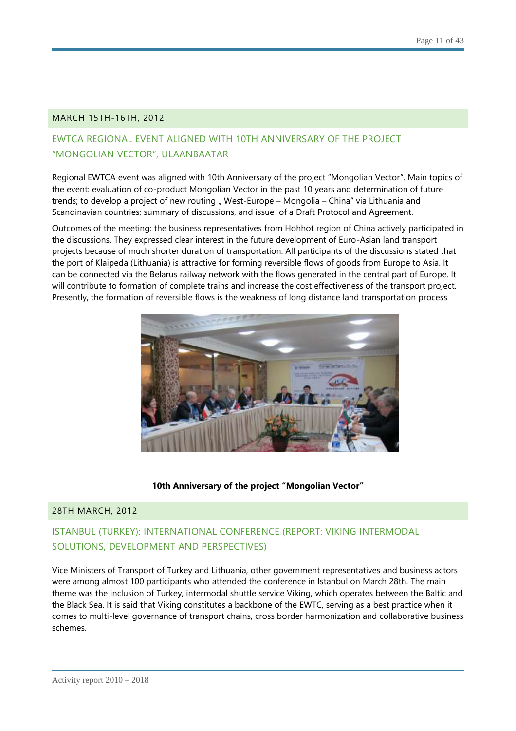## MARCH 15TH-16TH, 2012

### EWTCA REGIONAL EVENT ALIGNED WITH 10TH ANNIVERSARY OF THE PROJECT "MONGOLIAN VECTOR", ULAANBAATAR

Regional EWTCA event was aligned with 10th Anniversary of the project "Mongolian Vector". Main topics of the event: evaluation of co-product Mongolian Vector in the past 10 years and determination of future trends; to develop a project of new routing „ West-Europe – Mongolia – China" via Lithuania and Scandinavian countries; summary of discussions, and issue of a Draft Protocol and Agreement.

Outcomes of the meeting: the business representatives from Hohhot region of China actively participated in the discussions. They expressed clear interest in the future development of Euro-Asian land transport projects because of much shorter duration of transportation. All participants of the discussions stated that the port of Klaipeda (Lithuania) is attractive for forming reversible flows of goods from Europe to Asia. It can be connected via the Belarus railway network with the flows generated in the central part of Europe. It will contribute to formation of complete trains and increase the cost effectiveness of the transport project. Presently, the formation of reversible flows is the weakness of long distance land transportation process

**10th Anniversary of the project "Mongolian Vector"**

## 28TH MARCH, 2012

### ISTANBUL (TURKEY): INTERNATIONAL CONFERENCE (REPORT: VIKING INTERMODAL SOLUTIONS, DEVELOPMENT AND PERSPECTIVES)

Vice Ministers of Transport of Turkey and Lithuania, other government representatives and business actors were among almost 100 participants who attended the conference in Istanbul on March 28th. The main theme was the inclusion of Turkey, intermodal shuttle service Viking, which operates between the Baltic and the Black Sea. It is said that Viking constitutes a backbone of the EWTC, serving as a best practice when it comes to multi-level governance of transport chains, cross border harmonization and collaborative business schemes.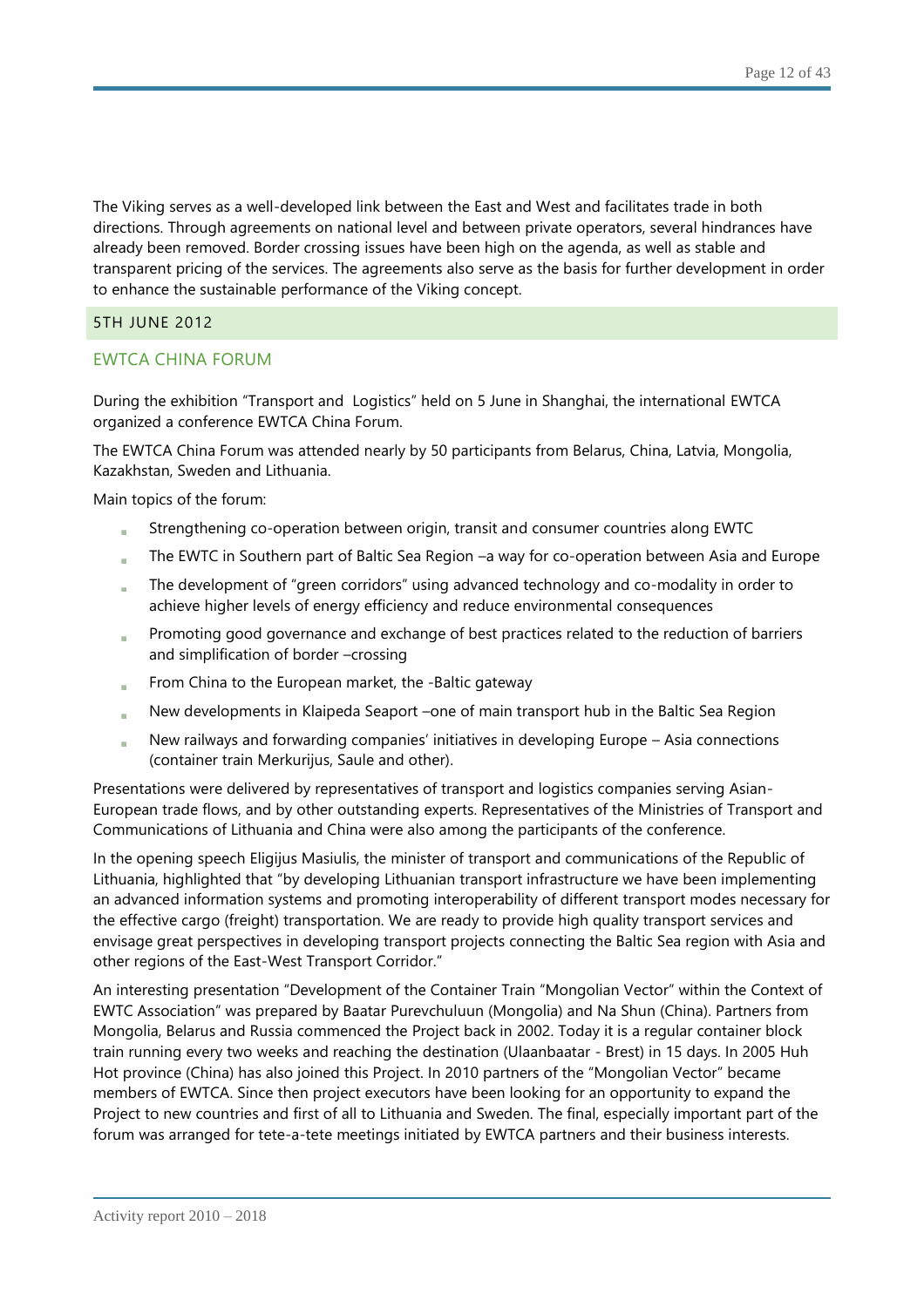The Viking serves as a well-developed link between the East and West and facilitates trade in both directions. Through agreements on national level and between private operators, several hindrances have already been removed. Border crossing issues have been high on the agenda, as well as stable and transparent pricing of the services. The agreements also serve as the basis for further development in order to enhance the sustainable performance of the Viking concept.

## 5TH JUNE 2012

### EWTCA CHINA FORUM

During the exhibition "Transport and Logistics" held on 5 June in Shanghai, the international EWTCA organized a conference EWTCA China Forum.

The EWTCA China Forum was attended nearly by 50 participants from Belarus, China, Latvia, Mongolia, Kazakhstan, Sweden and Lithuania.

Main topics of the forum:

- Strengthening co-operation between origin, transit and consumer countries along EWTC
- The EWTC in Southern part of Baltic Sea Region –a way for co-operation between Asia and Europe
- The development of "green corridors" using advanced technology and co-modality in order to achieve higher levels of energy efficiency and reduce environmental consequences
- Promoting good governance and exchange of best practices related to the reduction of barriers and simplification of border –crossing
- From China to the European market, the -Baltic gateway
- New developments in Klaipeda Seaport –one of main transport hub in the Baltic Sea Region
- New railways and forwarding companies' initiatives in developing Europe – Asia connections (container train Merkurijus, Saule and other).

Presentations were delivered by representatives of transport and logistics companies serving Asian-European trade flows, and by other outstanding experts. Representatives of the Ministries of Transport and Communications of Lithuania and China were also among the participants of the conference.

In the opening speech Eligijus Masiulis, the minister of transport and communications of the Republic of Lithuania, highlighted that "by developing Lithuanian transport infrastructure we have been implementing an advanced information systems and promoting interoperability of different transport modes necessary for the effective cargo (freight) transportation. We are ready to provide high quality transport services and envisage great perspectives in developing transport projects connecting the Baltic Sea region with Asia and other regions of the East-West Transport Corridor."

An interesting presentation "Development of the Container Train "Mongolian Vector" within the Context of EWTC Association" was prepared by Baatar Purevchuluun (Mongolia) and Na Shun (China). Partners from Mongolia, Belarus and Russia commenced the Project back in 2002. Today it is a regular container block train running every two weeks and reaching the destination (Ulaanbaatar - Brest) in 15 days. In 2005 Huh Hot province (China) has also joined this Project. In 2010 partners of the "Mongolian Vector" became members of EWTCA. Since then project executors have been looking for an opportunity to expand the Project to new countries and first of all to Lithuania and Sweden. The final, especially important part of the forum was arranged for tete-a-tete meetings initiated by EWTCA partners and their business interests.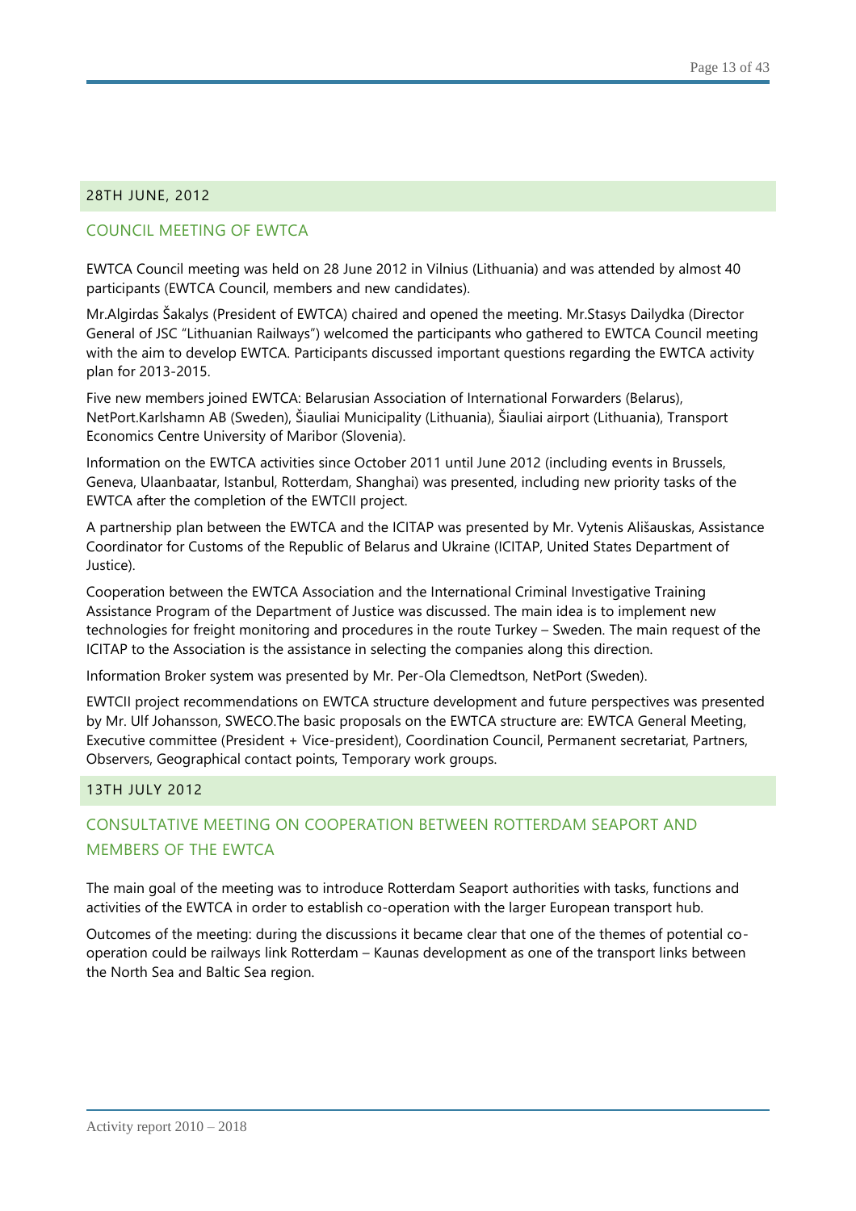## 28TH JUNE, 2012

### COUNCIL MEETING OF EWTCA

EWTCA Council meeting was held on 28 June 2012 in Vilnius (Lithuania) and was attended by almost 40 participants (EWTCA Council, members and new candidates).

Mr.Algirdas Šakalys (President of EWTCA) chaired and opened the meeting. Mr.Stasys Dailydka (Director General of JSC "Lithuanian Railways") welcomed the participants who gathered to EWTCA Council meeting with the aim to develop EWTCA. Participants discussed important questions regarding the EWTCA activity plan for 2013-2015.

Five new members joined EWTCA: Belarusian Association of International Forwarders (Belarus), NetPort.Karlshamn AB (Sweden), Šiauliai Municipality (Lithuania), Šiauliai airport (Lithuania), Transport Economics Centre University of Maribor (Slovenia).

Information on the EWTCA activities since October 2011 until June 2012 (including events in Brussels, Geneva, Ulaanbaatar, Istanbul, Rotterdam, Shanghai) was presented, including new priority tasks of the EWTCA after the completion of the EWTCII project.

A partnership plan between the EWTCA and the ICITAP was presented by Mr. Vytenis Ališauskas, Assistance Coordinator for Customs of the Republic of Belarus and Ukraine (ICITAP, United States Department of Justice).

Cooperation between the EWTCA Association and the International Criminal Investigative Training Assistance Program of the Department of Justice was discussed. The main idea is to implement new technologies for freight monitoring and procedures in the route Turkey – Sweden. The main request of the ICITAP to the Association is the assistance in selecting the companies along this direction.

Information Broker system was presented by Mr. Per-Ola Clemedtson, NetPort (Sweden).

EWTCII project recommendations on EWTCA structure development and future perspectives was presented by Mr. Ulf Johansson, SWECO.The basic proposals on the EWTCA structure are: EWTCA General Meeting, Executive committee (President + Vice-president), Coordination Council, Permanent secretariat, Partners, Observers, Geographical contact points, Temporary work groups.

## 13TH JULY 2012

### CONSULTATIVE MEETING ON COOPERATION BETWEEN ROTTERDAM SEAPORT AND MEMBERS OF THE EWTCA

The main goal of the meeting was to introduce Rotterdam Seaport authorities with tasks, functions and activities of the EWTCA in order to establish co-operation with the larger European transport hub.

Outcomes of the meeting: during the discussions it became clear that one of the themes of potential co-operation could be railways link Rotterdam – Kaunas development as one of the transport links between the North Sea and Baltic Sea region.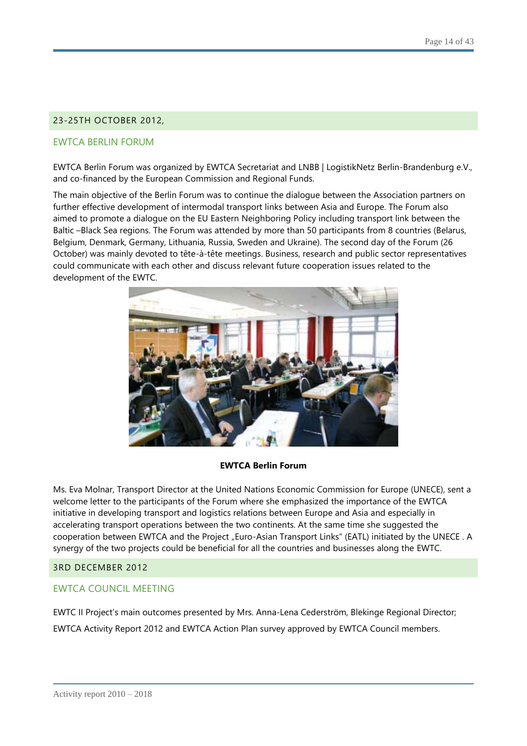## 23-25TH OCTOBER 2012,

### EWTCA BERLIN FORUM

EWTCA Berlin Forum was organized by EWTCA Secretariat and LNBB | LogistikNetz Berlin-Brandenburg e.V., and co-financed by the European Commission and Regional Funds.

The main objective of the Berlin Forum was to continue the dialogue between the Association partners on further effective development of intermodal transport links between Asia and Europe. The Forum also aimed to promote a dialogue on the EU Eastern Neighboring Policy including transport link between the Baltic –Black Sea regions. The Forum was attended by more than 50 participants from 8 countries (Belarus, Belgium, Denmark, Germany, Lithuania, Russia, Sweden and Ukraine). The second day of the Forum (26 October) was mainly devoted to tête-à-tête meetings. Business, research and public sector representatives could communicate with each other and discuss relevant future cooperation issues related to the development of the EWTC.

**EWTCA Berlin Forum**

Ms. Eva Molnar, Transport Director at the United Nations Economic Commission for Europe (UNECE), sent a welcome letter to the participants of the Forum where she emphasized the importance of the EWTCA initiative in developing transport and logistics relations between Europe and Asia and especially in accelerating transport operations between the two continents. At the same time she suggested the cooperation between EWTCA and the Project „Euro-Asian Transport Links" (EATL) initiated by the UNECE . A synergy of the two projects could be beneficial for all the countries and businesses along the EWTC.

## 3RD DECEMBER 2012

### EWTCA COUNCIL MEETING

EWTC II Project's main outcomes presented by Mrs. Anna-Lena Cederström, Blekinge Regional Director;

EWTCA Activity Report 2012 and EWTCA Action Plan survey approved by EWTCA Council members.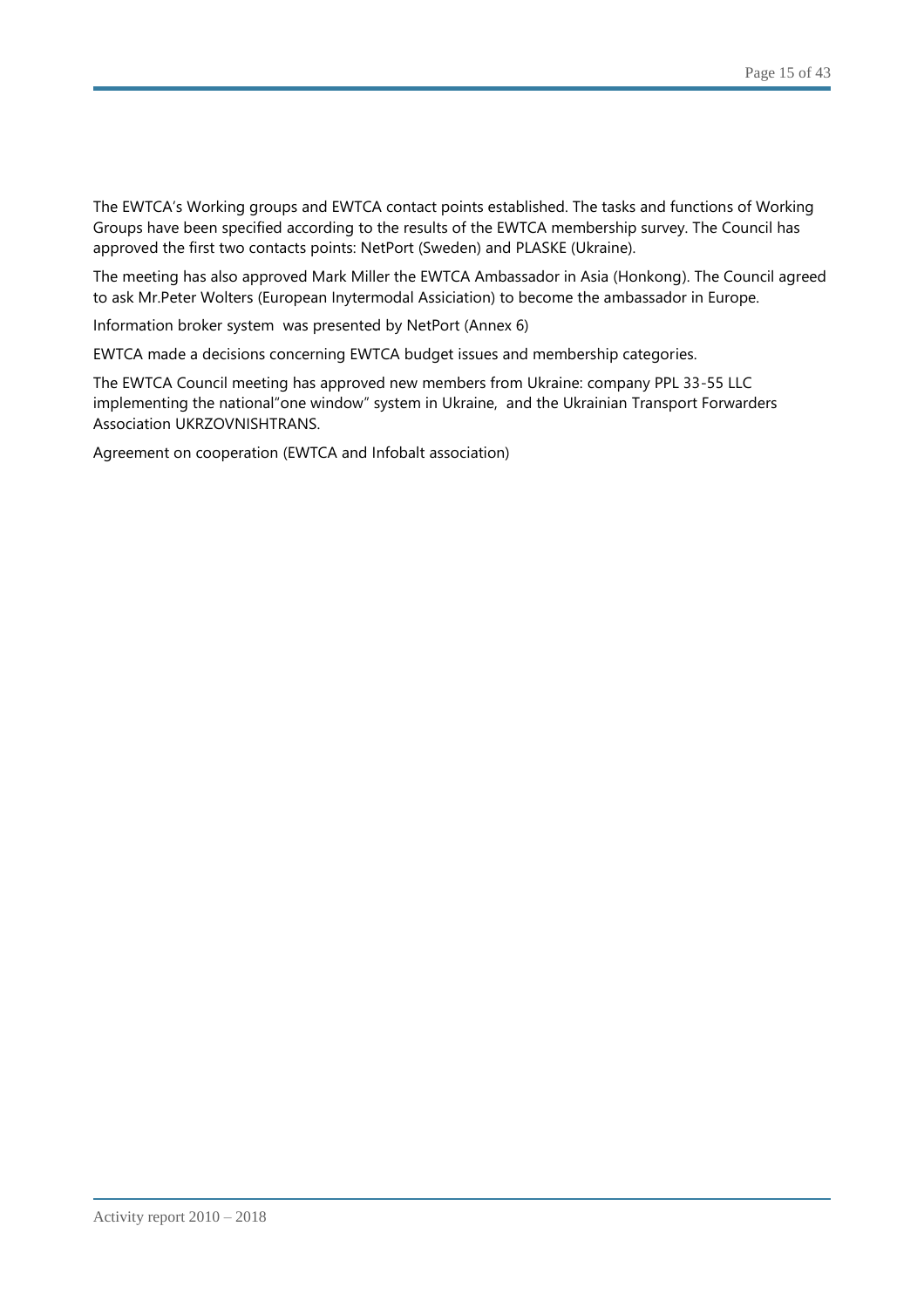The EWTCA's Working groups and EWTCA contact points established. The tasks and functions of Working Groups have been specified according to the results of the EWTCA membership survey. The Council has approved the first two contacts points: NetPort (Sweden) and PLASKE (Ukraine).

The meeting has also approved Mark Miller the EWTCA Ambassador in Asia (Honkong). The Council agreed to ask Mr.Peter Wolters (European Inytermodal Assiciation) to become the ambassador in Europe.

Information broker system was presented by NetPort (Annex 6)

EWTCA made a decisions concerning EWTCA budget issues and membership categories.

The EWTCA Council meeting has approved new members from Ukraine: company PPL 33-55 LLC implementing the national"one window" system in Ukraine, and the Ukrainian Transport Forwarders Association UKRZOVNISHTRANS.

Agreement on cooperation (EWTCA and Infobalt association)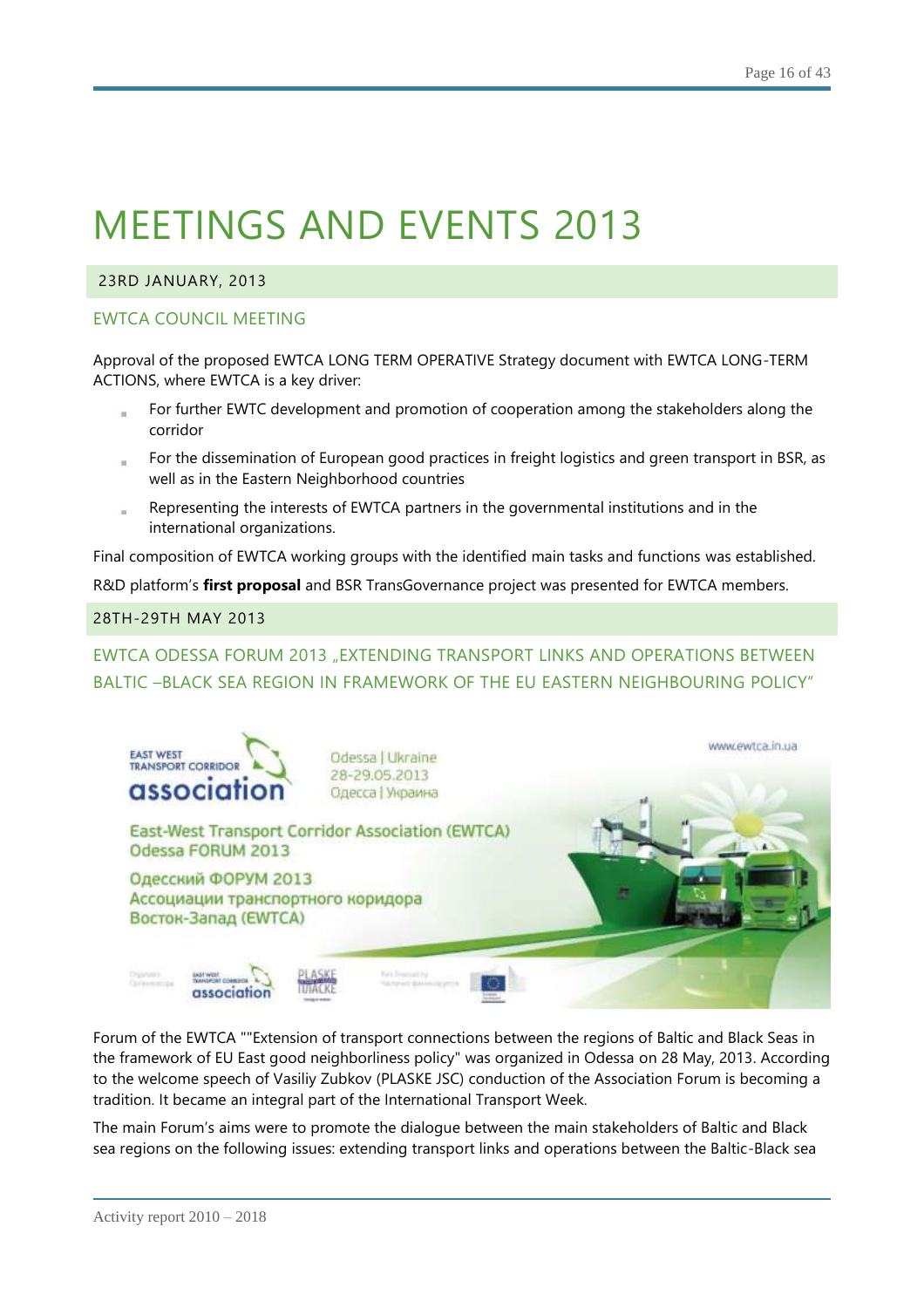# MEETINGS AND EVENTS 2013

## 23RD JANUARY, 2013

### EWTCA COUNCIL MEETING

Approval of the proposed EWTCA LONG TERM OPERATIVE Strategy document with EWTCA LONG-TERM ACTIONS, where EWTCA is a key driver:

- For further EWTC development and promotion of cooperation among the stakeholders along the corridor
- For the dissemination of European good practices in freight logistics and green transport in BSR, as well as in the Eastern Neighborhood countries
- Representing the interests of EWTCA partners in the governmental institutions and in the international organizations.

Final composition of EWTCA working groups with the identified main tasks and functions was established.

R&D platform's **first proposal** and BSR TransGovernance project was presented for EWTCA members.

## 28TH-29TH MAY 2013

### EWTCA ODESSA FORUM 2013 „EXTENDING TRANSPORT LINKS AND OPERATIONS BETWEEN BALTIC –BLACK SEA REGION IN FRAMEWORK OF THE EU EASTERN NEIGHBOURING POLICY"

Forum of the EWTCA ""Extension of transport connections between the regions of Baltic and Black Seas in the framework of EU East good neighborliness policy" was organized in Odessa on 28 May, 2013. According to the welcome speech of Vasiliy Zubkov (PLASKE JSC) conduction of the Association Forum is becoming a tradition. It became an integral part of the International Transport Week.

The main Forum's aims were to promote the dialogue between the main stakeholders of Baltic and Black sea regions on the following issues: extending transport links and operations between the Baltic-Black sea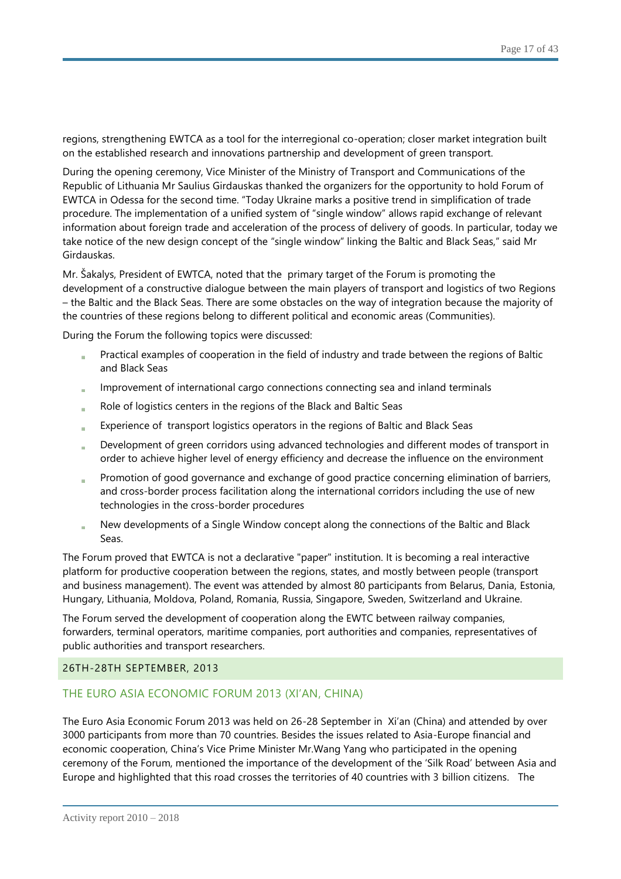regions, strengthening EWTCA as a tool for the interregional co-operation; closer market integration built on the established research and innovations partnership and development of green transport.

During the opening ceremony, Vice Minister of the Ministry of Transport and Communications of the Republic of Lithuania Mr Saulius Girdauskas thanked the organizers for the opportunity to hold Forum of EWTCA in Odessa for the second time. "Today Ukraine marks a positive trend in simplification of trade procedure. The implementation of a unified system of "single window" allows rapid exchange of relevant information about foreign trade and acceleration of the process of delivery of goods. In particular, today we take notice of the new design concept of the "single window" linking the Baltic and Black Seas," said Mr Girdauskas.

Mr. Šakalys, President of EWTCA, noted that the primary target of the Forum is promoting the development of a constructive dialogue between the main players of transport and logistics of two Regions – the Baltic and the Black Seas. There are some obstacles on the way of integration because the majority of the countries of these regions belong to different political and economic areas (Communities).

During the Forum the following topics were discussed:

- Practical examples of cooperation in the field of industry and trade between the regions of Baltic and Black Seas
- Improvement of international cargo connections connecting sea and inland terminals
- Role of logistics centers in the regions of the Black and Baltic Seas
- Experience of transport logistics operators in the regions of Baltic and Black Seas
- Development of green corridors using advanced technologies and different modes of transport in order to achieve higher level of energy efficiency and decrease the influence on the environment
- Promotion of good governance and exchange of good practice concerning elimination of barriers, and cross-border process facilitation along the international corridors including the use of new technologies in the cross-border procedures
- New developments of a Single Window concept along the connections of the Baltic and Black Seas.

The Forum proved that EWTCA is not a declarative "paper" institution. It is becoming a real interactive platform for productive cooperation between the regions, states, and mostly between people (transport and business management). The event was attended by almost 80 participants from Belarus, Dania, Estonia, Hungary, Lithuania, Moldova, Poland, Romania, Russia, Singapore, Sweden, Switzerland and Ukraine.

The Forum served the development of cooperation along the EWTC between railway companies, forwarders, terminal operators, maritime companies, port authorities and companies, representatives of public authorities and transport researchers.

## 26TH-28TH SEPTEMBER, 2013

### THE EURO ASIA ECONOMIC FORUM 2013 (XI'AN, CHINA)

The Euro Asia Economic Forum 2013 was held on 26-28 September in Xi'an (China) and attended by over 3000 participants from more than 70 countries. Besides the issues related to Asia-Europe financial and economic cooperation, China's Vice Prime Minister Mr.Wang Yang who participated in the opening ceremony of the Forum, mentioned the importance of the development of the 'Silk Road' between Asia and Europe and highlighted that this road crosses the territories of 40 countries with 3 billion citizens. The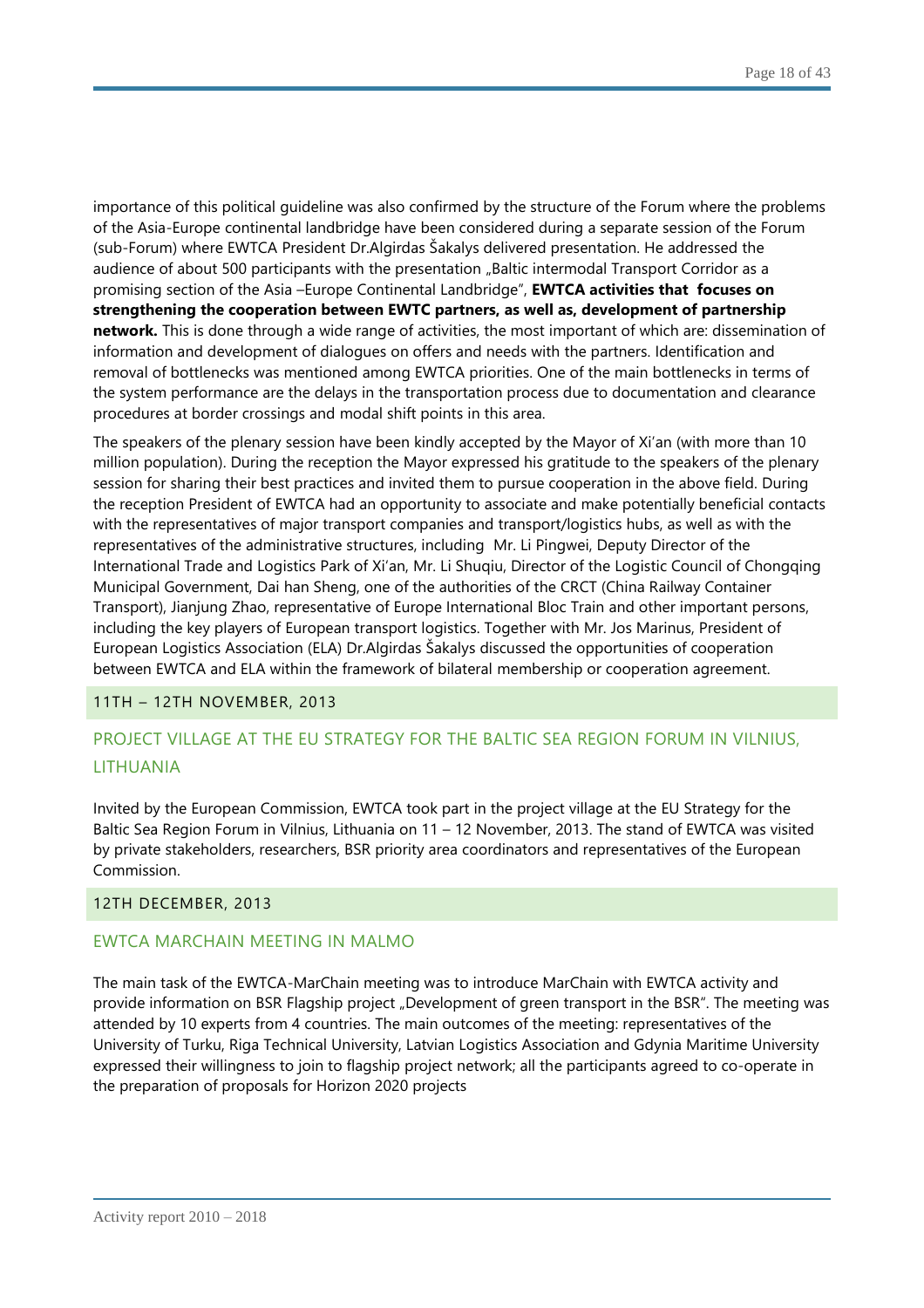importance of this political guideline was also confirmed by the structure of the Forum where the problems of the Asia-Europe continental landbridge have been considered during a separate session of the Forum (sub-Forum) where EWTCA President Dr.Algirdas Šakalys delivered presentation. He addressed the audience of about 500 participants with the presentation „Baltic intermodal Transport Corridor as a promising section of the Asia –Europe Continental Landbridge", **EWTCA activities that focuses on strengthening the cooperation between EWTC partners, as well as, development of partnership network.** This is done through a wide range of activities, the most important of which are: dissemination of information and development of dialogues on offers and needs with the partners. Identification and removal of bottlenecks was mentioned among EWTCA priorities. One of the main bottlenecks in terms of the system performance are the delays in the transportation process due to documentation and clearance procedures at border crossings and modal shift points in this area.

The speakers of the plenary session have been kindly accepted by the Mayor of Xi'an (with more than 10 million population). During the reception the Mayor expressed his gratitude to the speakers of the plenary session for sharing their best practices and invited them to pursue cooperation in the above field. During the reception President of EWTCA had an opportunity to associate and make potentially beneficial contacts with the representatives of major transport companies and transport/logistics hubs, as well as with the representatives of the administrative structures, including Mr. Li Pingwei, Deputy Director of the International Trade and Logistics Park of Xi'an, Mr. Li Shuqiu, Director of the Logistic Council of Chongqing Municipal Government, Dai han Sheng, one of the authorities of the CRCT (China Railway Container Transport), Jianjung Zhao, representative of Europe International Bloc Train and other important persons, including the key players of European transport logistics. Together with Mr. Jos Marinus, President of European Logistics Association (ELA) Dr.Algirdas Šakalys discussed the opportunities of cooperation between EWTCA and ELA within the framework of bilateral membership or cooperation agreement.

### 11TH – 12TH NOVEMBER, 2013

## PROJECT VILLAGE AT THE EU STRATEGY FOR THE BALTIC SEA REGION FORUM IN VILNIUS, LITHUANIA

Invited by the European Commission, EWTCA took part in the project village at the EU Strategy for the Baltic Sea Region Forum in Vilnius, Lithuania on 11 – 12 November, 2013. The stand of EWTCA was visited by private stakeholders, researchers, BSR priority area coordinators and representatives of the European Commission.

### 12TH DECEMBER, 2013

## EWTCA MARCHAIN MEETING IN MALMO

The main task of the EWTCA-MarChain meeting was to introduce MarChain with EWTCA activity and provide information on BSR Flagship project „Development of green transport in the BSR". The meeting was attended by 10 experts from 4 countries. The main outcomes of the meeting: representatives of the University of Turku, Riga Technical University, Latvian Logistics Association and Gdynia Maritime University expressed their willingness to join to flagship project network; all the participants agreed to co-operate in the preparation of proposals for Horizon 2020 projects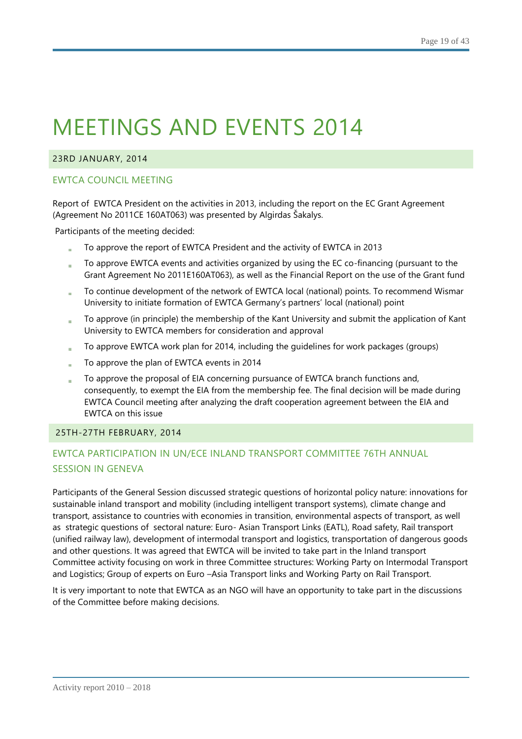# MEETINGS AND EVENTS 2014

### 23RD JANUARY, 2014

## EWTCA COUNCIL MEETING

Report of EWTCA President on the activities in 2013, including the report on the EC Grant Agreement (Agreement No 2011CE 160AT063) was presented by Algirdas Šakalys.

Participants of the meeting decided:

- To approve the report of EWTCA President and the activity of EWTCA in 2013
- To approve EWTCA events and activities organized by using the EC co-financing (pursuant to the Grant Agreement No 2011E160AT063), as well as the Financial Report on the use of the Grant fund
- To continue development of the network of EWTCA local (national) points. To recommend Wismar University to initiate formation of EWTCA Germany's partners' local (national) point
- To approve (in principle) the membership of the Kant University and submit the application of Kant University to EWTCA members for consideration and approval
- To approve EWTCA work plan for 2014, including the guidelines for work packages (groups)
- To approve the plan of EWTCA events in 2014
- To approve the proposal of EIA concerning pursuance of EWTCA branch functions and, consequently, to exempt the EIA from the membership fee. The final decision will be made during EWTCA Council meeting after analyzing the draft cooperation agreement between the EIA and EWTCA on this issue

### 25TH-27TH FEBRUARY, 2014

## EWTCA PARTICIPATION IN UN/ECE INLAND TRANSPORT COMMITTEE 76TH ANNUAL SESSION IN GENEVA

Participants of the General Session discussed strategic questions of horizontal policy nature: innovations for sustainable inland transport and mobility (including intelligent transport systems), climate change and transport, assistance to countries with economies in transition, environmental aspects of transport, as well as strategic questions of sectoral nature: Euro- Asian Transport Links (EATL), Road safety, Rail transport (unified railway law), development of intermodal transport and logistics, transportation of dangerous goods and other questions. It was agreed that EWTCA will be invited to take part in the Inland transport Committee activity focusing on work in three Committee structures: Working Party on Intermodal Transport and Logistics; Group of experts on Euro –Asia Transport links and Working Party on Rail Transport.

It is very important to note that EWTCA as an NGO will have an opportunity to take part in the discussions of the Committee before making decisions.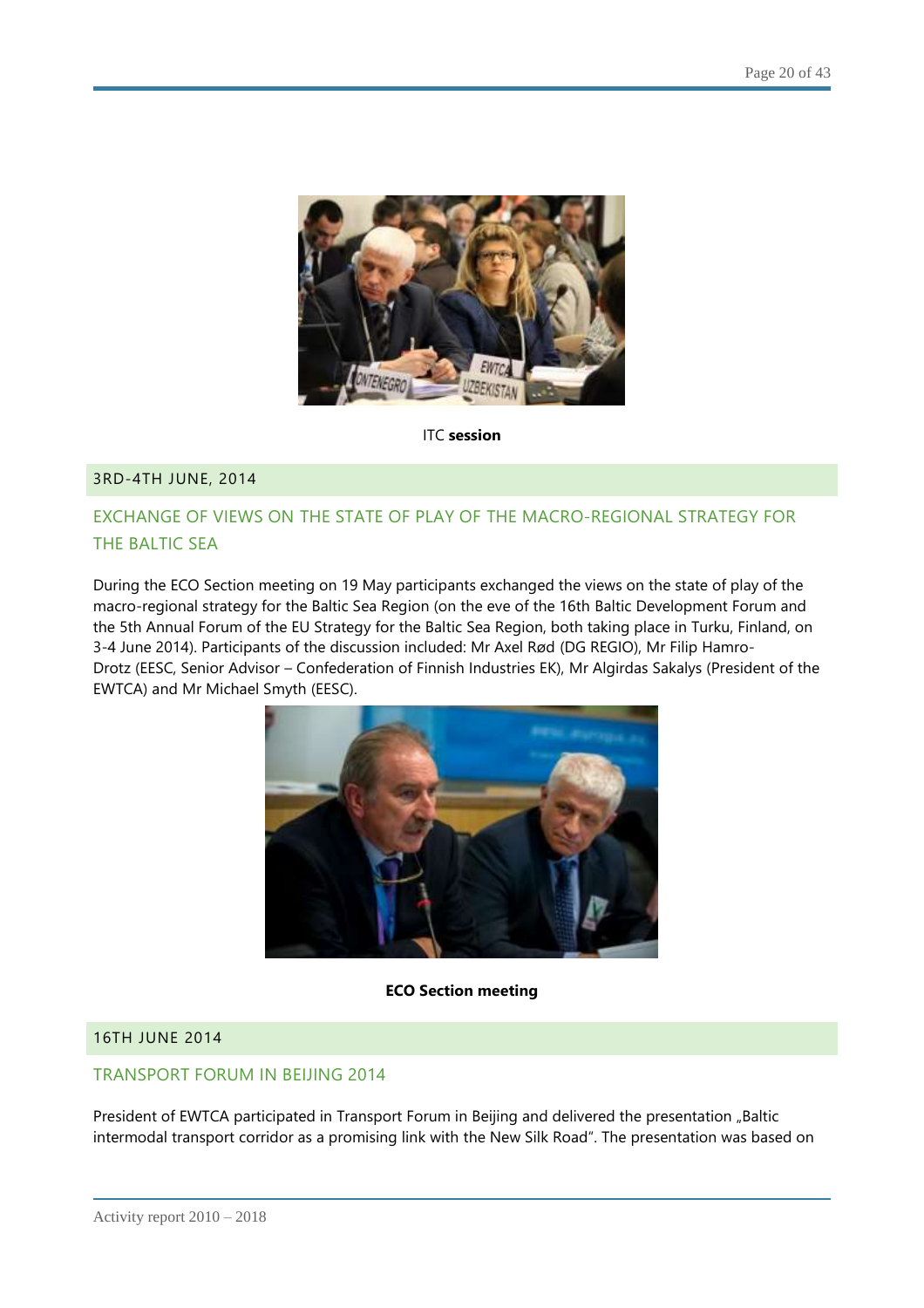ITC **session**

## 3RD-4TH JUNE, 2014

### EXCHANGE OF VIEWS ON THE STATE OF PLAY OF THE MACRO-REGIONAL STRATEGY FOR THE BALTIC SEA

During the ECO Section meeting on 19 May participants exchanged the views on the state of play of the macro-regional strategy for the Baltic Sea Region (on the eve of the 16th Baltic Development Forum and the 5th Annual Forum of the EU Strategy for the Baltic Sea Region, both taking place in Turku, Finland, on 3-4 June 2014). Participants of the discussion included: Mr Axel Rød (DG REGIO), Mr Filip Hamro-Drotz (EESC, Senior Advisor – Confederation of Finnish Industries EK), Mr Algirdas Sakalys (President of the EWTCA) and Mr Michael Smyth (EESC).

**ECO Section meeting**

## 16TH JUNE 2014

### TRANSPORT FORUM IN BEIJING 2014

President of EWTCA participated in Transport Forum in Beijing and delivered the presentation „Baltic intermodal transport corridor as a promising link with the New Silk Road". The presentation was based on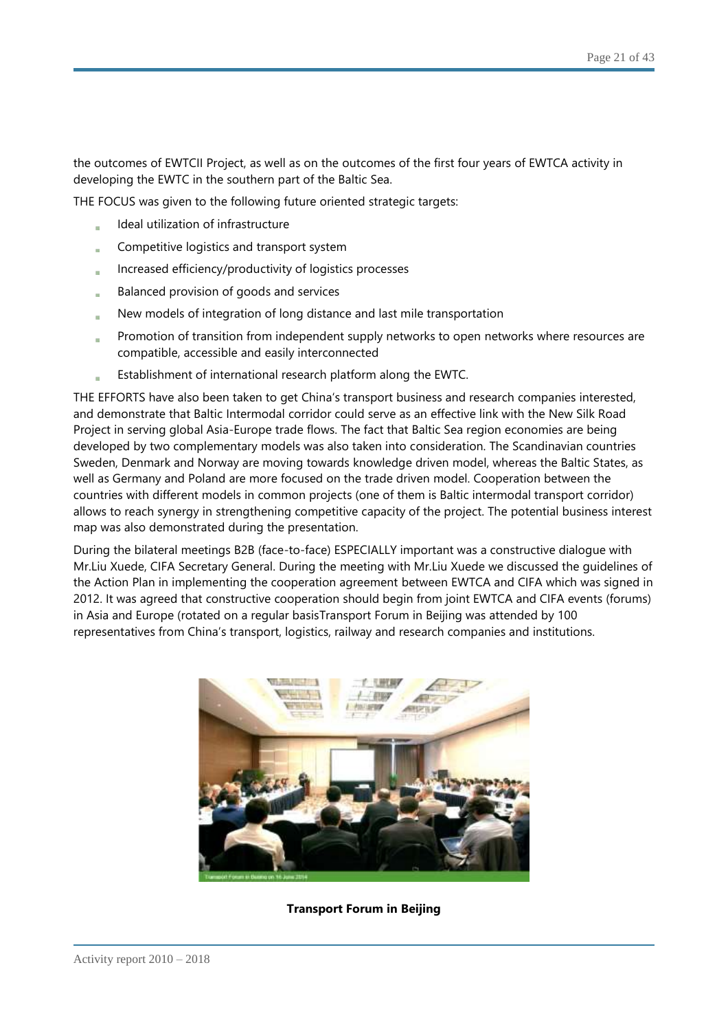the outcomes of EWTCII Project, as well as on the outcomes of the first four years of EWTCA activity in developing the EWTC in the southern part of the Baltic Sea.

THE FOCUS was given to the following future oriented strategic targets:

- Ideal utilization of infrastructure
- Competitive logistics and transport system
- Increased efficiency/productivity of logistics processes
- Balanced provision of goods and services
- New models of integration of long distance and last mile transportation
- Promotion of transition from independent supply networks to open networks where resources are compatible, accessible and easily interconnected
- Establishment of international research platform along the EWTC.

THE EFFORTS have also been taken to get China's transport business and research companies interested, and demonstrate that Baltic Intermodal corridor could serve as an effective link with the New Silk Road Project in serving global Asia-Europe trade flows. The fact that Baltic Sea region economies are being developed by two complementary models was also taken into consideration. The Scandinavian countries Sweden, Denmark and Norway are moving towards knowledge driven model, whereas the Baltic States, as well as Germany and Poland are more focused on the trade driven model. Cooperation between the countries with different models in common projects (one of them is Baltic intermodal transport corridor) allows to reach synergy in strengthening competitive capacity of the project. The potential business interest map was also demonstrated during the presentation.

During the bilateral meetings B2B (face-to-face) ESPECIALLY important was a constructive dialogue with Mr.Liu Xuede, CIFA Secretary General. During the meeting with Mr.Liu Xuede we discussed the guidelines of the Action Plan in implementing the cooperation agreement between EWTCA and CIFA which was signed in 2012. It was agreed that constructive cooperation should begin from joint EWTCA and CIFA events (forums) in Asia and Europe (rotated on a regular basisTransport Forum in Beijing was attended by 100 representatives from China's transport, logistics, railway and research companies and institutions.

Transport Forum in Beijing on 16 June 2014

**Transport Forum in Beijing**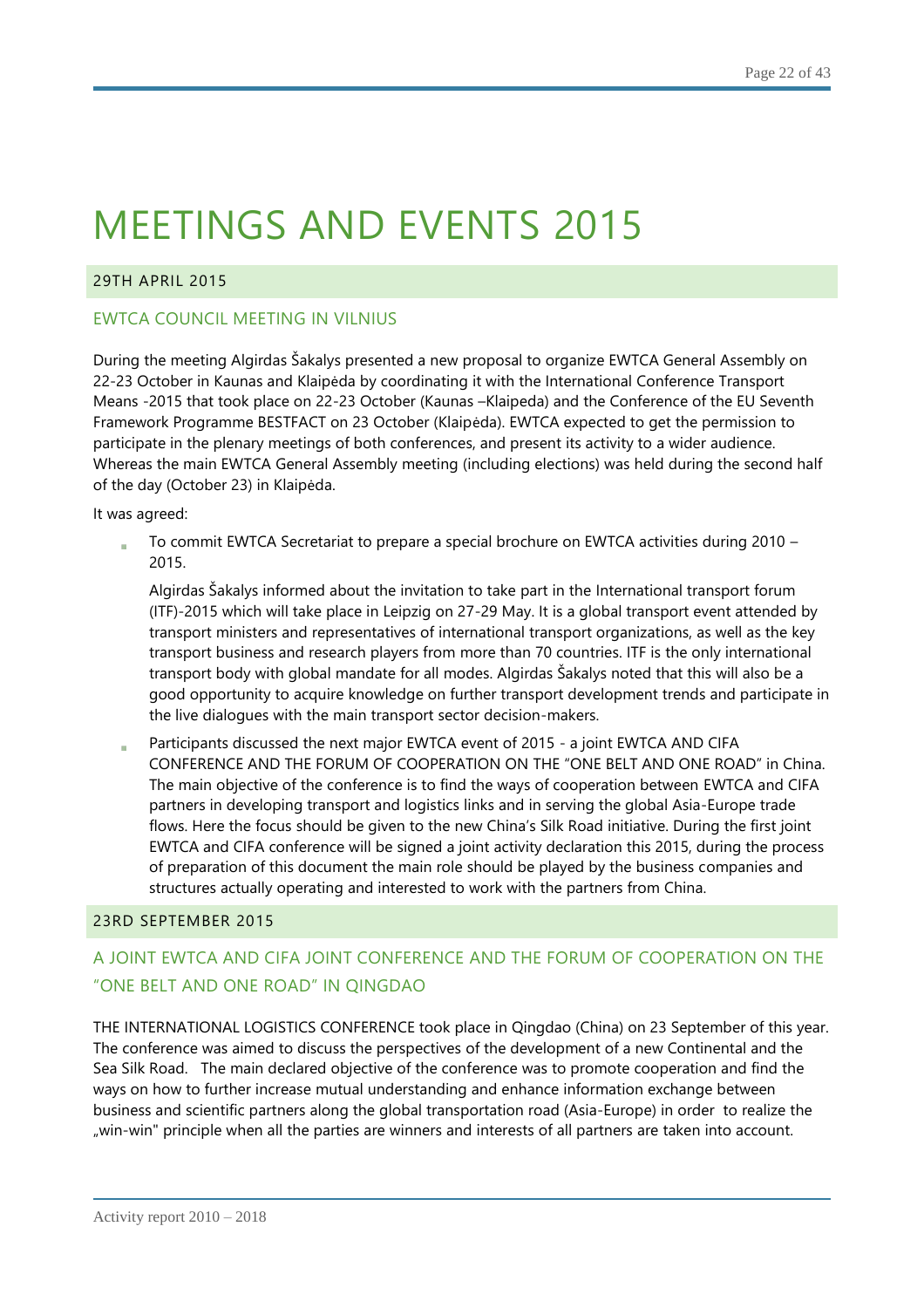# MEETINGS AND EVENTS 2015

## 29TH APRIL 2015

### EWTCA COUNCIL MEETING IN VILNIUS

During the meeting Algirdas Šakalys presented a new proposal to organize EWTCA General Assembly on 22-23 October in Kaunas and Klaipėda by coordinating it with the International Conference Transport Means -2015 that took place on 22-23 October (Kaunas –Klaipeda) and the Conference of the EU Seventh Framework Programme BESTFACT on 23 October (Klaipėda). EWTCA expected to get the permission to participate in the plenary meetings of both conferences, and present its activity to a wider audience. Whereas the main EWTCA General Assembly meeting (including elections) was held during the second half of the day (October 23) in Klaipėda.

It was agreed:

- To commit EWTCA Secretariat to prepare a special brochure on EWTCA activities during 2010 – 2015.

  Algirdas Šakalys informed about the invitation to take part in the International transport forum (ITF)-2015 which will take place in Leipzig on 27-29 May. It is a global transport event attended by transport ministers and representatives of international transport organizations, as well as the key transport business and research players from more than 70 countries. ITF is the only international transport body with global mandate for all modes. Algirdas Šakalys noted that this will also be a good opportunity to acquire knowledge on further transport development trends and participate in the live dialogues with the main transport sector decision-makers.

- Participants discussed the next major EWTCA event of 2015 - a joint EWTCA AND CIFA CONFERENCE AND THE FORUM OF COOPERATION ON THE "ONE BELT AND ONE ROAD" in China. The main objective of the conference is to find the ways of cooperation between EWTCA and CIFA partners in developing transport and logistics links and in serving the global Asia-Europe trade flows. Here the focus should be given to the new China's Silk Road initiative. During the first joint EWTCA and CIFA conference will be signed a joint activity declaration this 2015, during the process of preparation of this document the main role should be played by the business companies and structures actually operating and interested to work with the partners from China.

## 23RD SEPTEMBER 2015

### A JOINT EWTCA AND CIFA JOINT CONFERENCE AND THE FORUM OF COOPERATION ON THE "ONE BELT AND ONE ROAD" IN QINGDAO

THE INTERNATIONAL LOGISTICS CONFERENCE took place in Qingdao (China) on 23 September of this year. The conference was aimed to discuss the perspectives of the development of a new Continental and the Sea Silk Road. The main declared objective of the conference was to promote cooperation and find the ways on how to further increase mutual understanding and enhance information exchange between business and scientific partners along the global transportation road (Asia-Europe) in order to realize the „win-win" principle when all the parties are winners and interests of all partners are taken into account.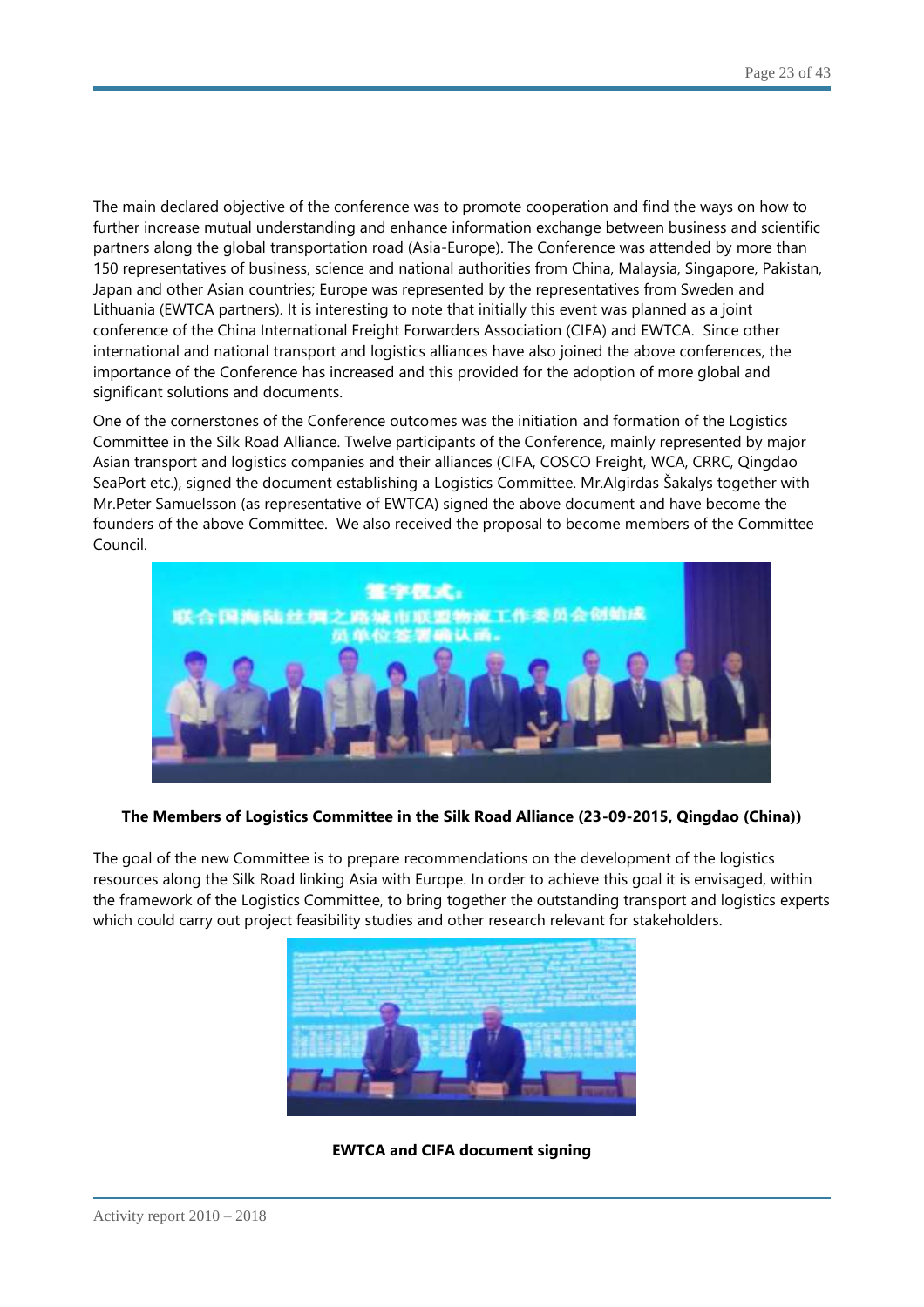The main declared objective of the conference was to promote cooperation and find the ways on how to further increase mutual understanding and enhance information exchange between business and scientific partners along the global transportation road (Asia-Europe). The Conference was attended by more than 150 representatives of business, science and national authorities from China, Malaysia, Singapore, Pakistan, Japan and other Asian countries; Europe was represented by the representatives from Sweden and Lithuania (EWTCA partners). It is interesting to note that initially this event was planned as a joint conference of the China International Freight Forwarders Association (CIFA) and EWTCA. Since other international and national transport and logistics alliances have also joined the above conferences, the importance of the Conference has increased and this provided for the adoption of more global and significant solutions and documents.

One of the cornerstones of the Conference outcomes was the initiation and formation of the Logistics Committee in the Silk Road Alliance. Twelve participants of the Conference, mainly represented by major Asian transport and logistics companies and their alliances (CIFA, COSCO Freight, WCA, CRRC, Qingdao SeaPort etc.), signed the document establishing a Logistics Committee. Mr.Algirdas Šakalys together with Mr.Peter Samuelsson (as representative of EWTCA) signed the above document and have become the founders of the above Committee. We also received the proposal to become members of the Committee Council.

**The Members of Logistics Committee in the Silk Road Alliance (23-09-2015, Qingdao (China))**

The goal of the new Committee is to prepare recommendations on the development of the logistics resources along the Silk Road linking Asia with Europe. In order to achieve this goal it is envisaged, within the framework of the Logistics Committee, to bring together the outstanding transport and logistics experts which could carry out project feasibility studies and other research relevant for stakeholders.

**EWTCA and CIFA document signing**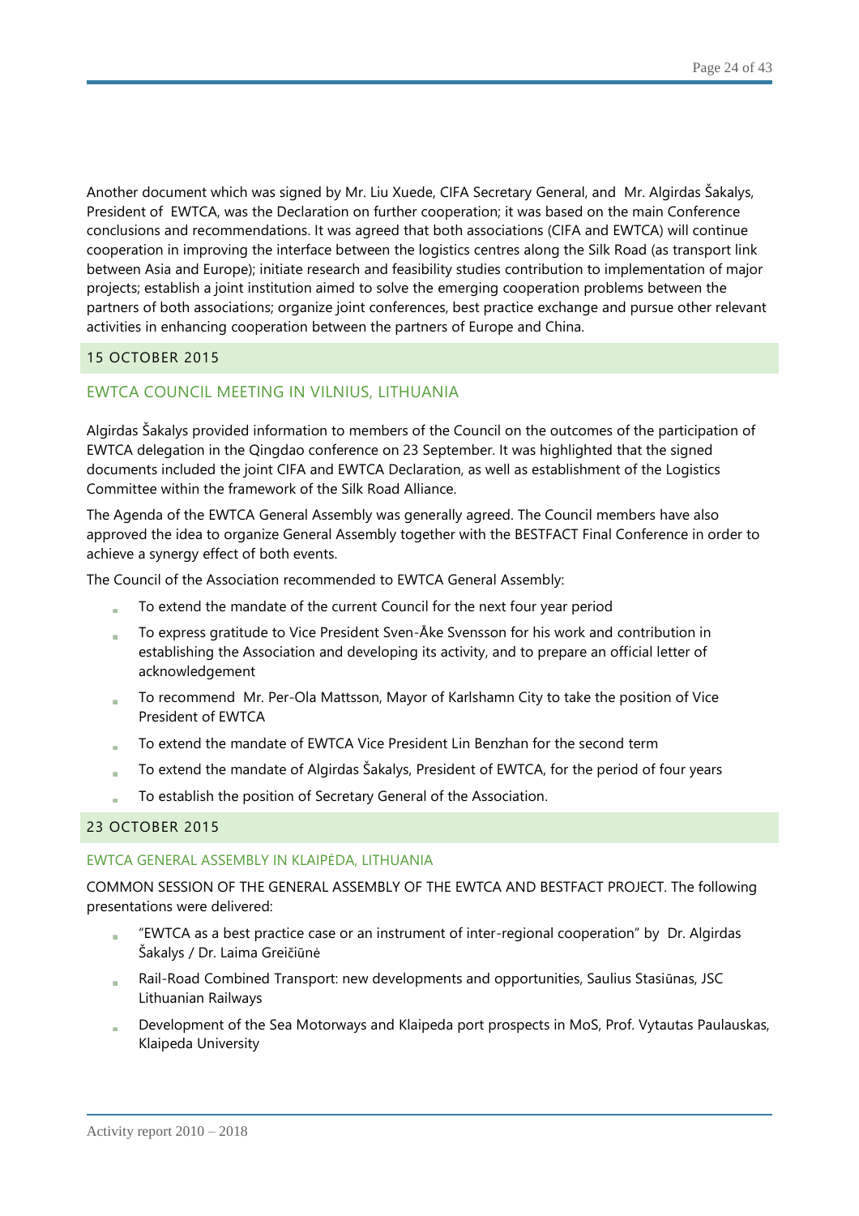Another document which was signed by Mr. Liu Xuede, CIFA Secretary General, and Mr. Algirdas Šakalys, President of EWTCA, was the Declaration on further cooperation; it was based on the main Conference conclusions and recommendations. It was agreed that both associations (CIFA and EWTCA) will continue cooperation in improving the interface between the logistics centres along the Silk Road (as transport link between Asia and Europe); initiate research and feasibility studies contribution to implementation of major projects; establish a joint institution aimed to solve the emerging cooperation problems between the partners of both associations; organize joint conferences, best practice exchange and pursue other relevant activities in enhancing cooperation between the partners of Europe and China.

## 15 OCTOBER 2015

### EWTCA COUNCIL MEETING IN VILNIUS, LITHUANIA

Algirdas Šakalys provided information to members of the Council on the outcomes of the participation of EWTCA delegation in the Qingdao conference on 23 September. It was highlighted that the signed documents included the joint CIFA and EWTCA Declaration, as well as establishment of the Logistics Committee within the framework of the Silk Road Alliance.

The Agenda of the EWTCA General Assembly was generally agreed. The Council members have also approved the idea to organize General Assembly together with the BESTFACT Final Conference in order to achieve a synergy effect of both events.

The Council of the Association recommended to EWTCA General Assembly:

- To extend the mandate of the current Council for the next four year period
- To express gratitude to Vice President Sven-Åke Svensson for his work and contribution in establishing the Association and developing its activity, and to prepare an official letter of acknowledgement
- To recommend Mr. Per-Ola Mattsson, Mayor of Karlshamn City to take the position of Vice President of EWTCA
- To extend the mandate of EWTCA Vice President Lin Benzhan for the second term
- To extend the mandate of Algirdas Šakalys, President of EWTCA, for the period of four years
- To establish the position of Secretary General of the Association.

## 23 OCTOBER 2015

### EWTCA GENERAL ASSEMBLY IN KLAIPĖDA, LITHUANIA

COMMON SESSION OF THE GENERAL ASSEMBLY OF THE EWTCA AND BESTFACT PROJECT. The following presentations were delivered:

- "EWTCA as a best practice case or an instrument of inter-regional cooperation" by Dr. Algirdas Šakalys / Dr. Laima Greičiūnė
- Rail-Road Combined Transport: new developments and opportunities, Saulius Stasiūnas, JSC Lithuanian Railways
- Development of the Sea Motorways and Klaipeda port prospects in MoS, Prof. Vytautas Paulauskas, Klaipeda University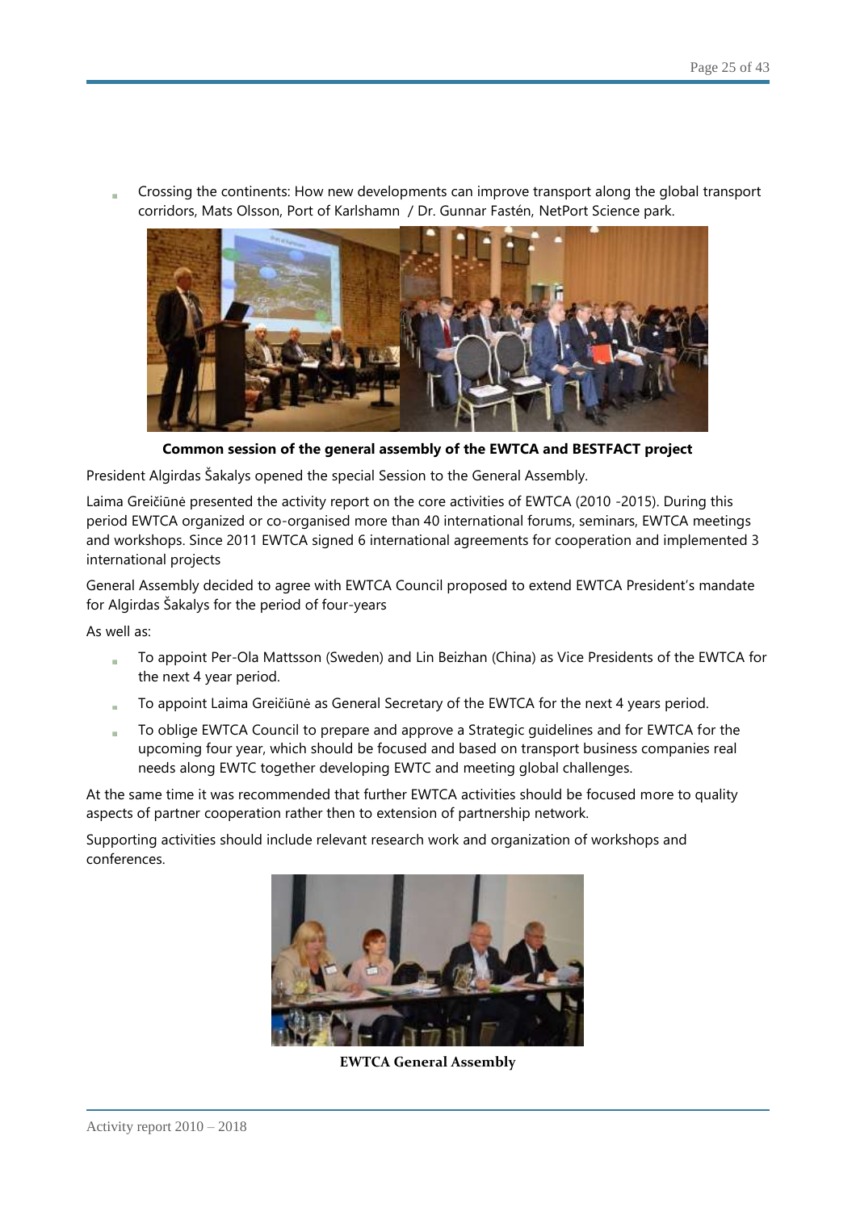- Crossing the continents: How new developments can improve transport along the global transport corridors, Mats Olsson, Port of Karlshamn / Dr. Gunnar Fastén, NetPort Science park.

**Common session of the general assembly of the EWTCA and BESTFACT project**

President Algirdas Šakalys opened the special Session to the General Assembly.

Laima Greičiūnė presented the activity report on the core activities of EWTCA (2010 -2015). During this period EWTCA organized or co-organised more than 40 international forums, seminars, EWTCA meetings and workshops. Since 2011 EWTCA signed 6 international agreements for cooperation and implemented 3 international projects

General Assembly decided to agree with EWTCA Council proposed to extend EWTCA President's mandate for Algirdas Šakalys for the period of four-years

As well as:

- To appoint Per-Ola Mattsson (Sweden) and Lin Beizhan (China) as Vice Presidents of the EWTCA for the next 4 year period.
- To appoint Laima Greičiūnė as General Secretary of the EWTCA for the next 4 years period.
- To oblige EWTCA Council to prepare and approve a Strategic guidelines and for EWTCA for the upcoming four year, which should be focused and based on transport business companies real needs along EWTC together developing EWTC and meeting global challenges.

At the same time it was recommended that further EWTCA activities should be focused more to quality aspects of partner cooperation rather then to extension of partnership network.

Supporting activities should include relevant research work and organization of workshops and conferences.

**EWTCA General Assembly**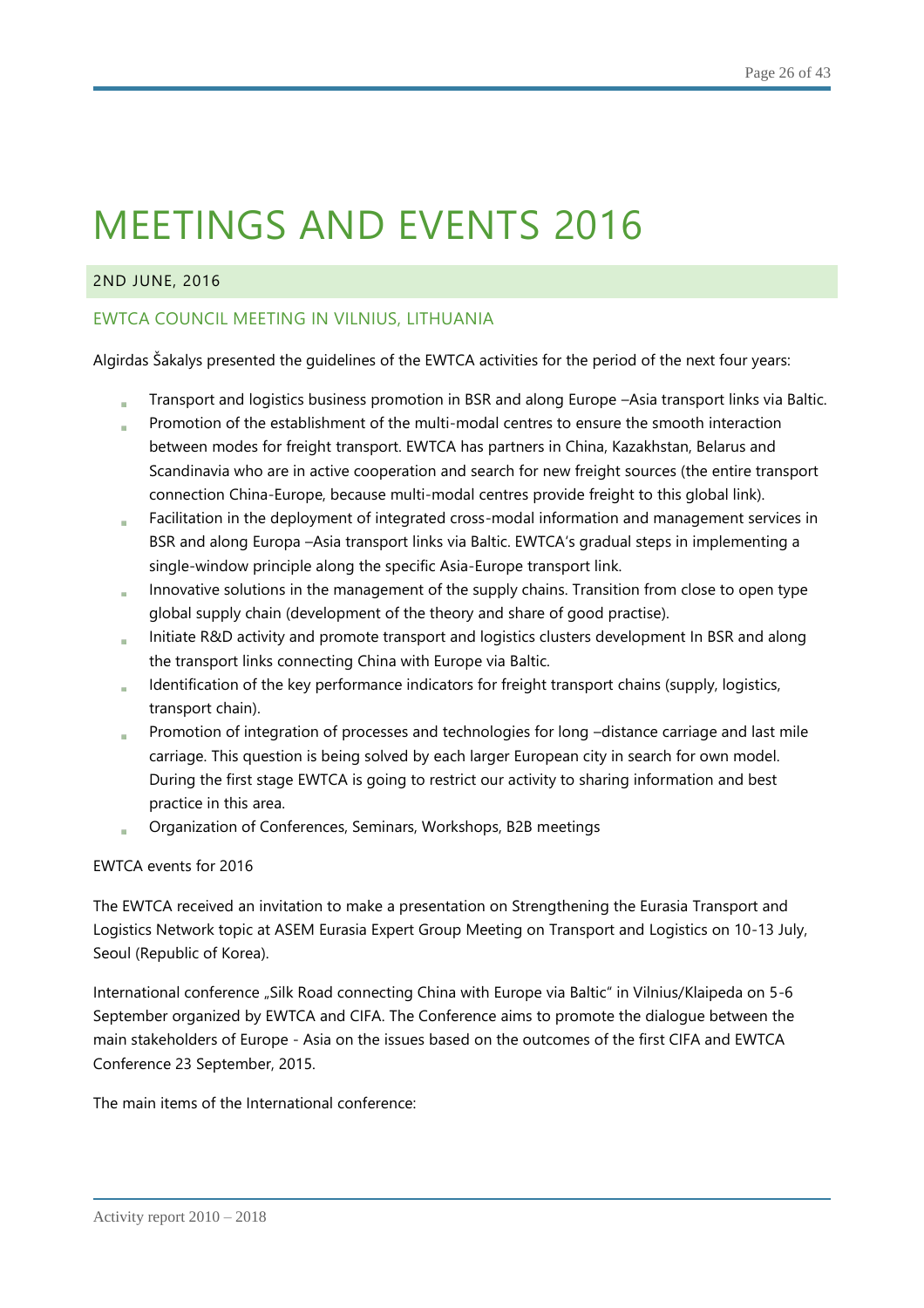# MEETINGS AND EVENTS 2016

## 2ND JUNE, 2016

### EWTCA COUNCIL MEETING IN VILNIUS, LITHUANIA

Algirdas Šakalys presented the guidelines of the EWTCA activities for the period of the next four years:

- Transport and logistics business promotion in BSR and along Europe –Asia transport links via Baltic.
- Promotion of the establishment of the multi-modal centres to ensure the smooth interaction between modes for freight transport. EWTCA has partners in China, Kazakhstan, Belarus and Scandinavia who are in active cooperation and search for new freight sources (the entire transport connection China-Europe, because multi-modal centres provide freight to this global link).
- Facilitation in the deployment of integrated cross-modal information and management services in BSR and along Europa –Asia transport links via Baltic. EWTCA's gradual steps in implementing a single-window principle along the specific Asia-Europe transport link.
- Innovative solutions in the management of the supply chains. Transition from close to open type global supply chain (development of the theory and share of good practise).
- Initiate R&D activity and promote transport and logistics clusters development In BSR and along the transport links connecting China with Europe via Baltic.
- Identification of the key performance indicators for freight transport chains (supply, logistics, transport chain).
- Promotion of integration of processes and technologies for long –distance carriage and last mile carriage. This question is being solved by each larger European city in search for own model. During the first stage EWTCA is going to restrict our activity to sharing information and best practice in this area.
- Organization of Conferences, Seminars, Workshops, B2B meetings

EWTCA events for 2016

The EWTCA received an invitation to make a presentation on Strengthening the Eurasia Transport and Logistics Network topic at ASEM Eurasia Expert Group Meeting on Transport and Logistics on 10-13 July, Seoul (Republic of Korea).

International conference „Silk Road connecting China with Europe via Baltic" in Vilnius/Klaipeda on 5-6 September organized by EWTCA and CIFA. The Conference aims to promote the dialogue between the main stakeholders of Europe - Asia on the issues based on the outcomes of the first CIFA and EWTCA Conference 23 September, 2015.

The main items of the International conference: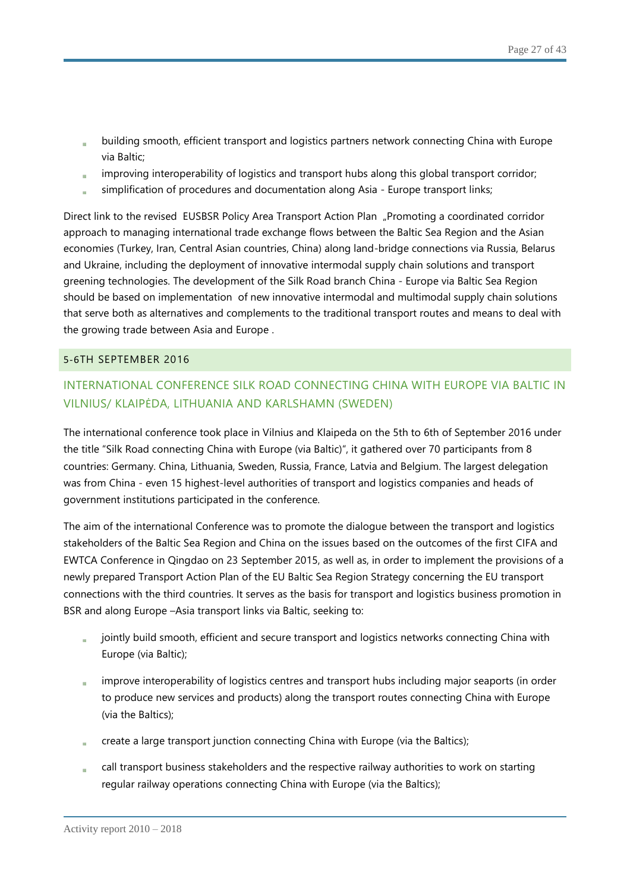- building smooth, efficient transport and logistics partners network connecting China with Europe via Baltic;
- improving interoperability of logistics and transport hubs along this global transport corridor;
- simplification of procedures and documentation along Asia - Europe transport links;

Direct link to the revised EUSBSR Policy Area Transport Action Plan „Promoting a coordinated corridor approach to managing international trade exchange flows between the Baltic Sea Region and the Asian economies (Turkey, Iran, Central Asian countries, China) along land-bridge connections via Russia, Belarus and Ukraine, including the deployment of innovative intermodal supply chain solutions and transport greening technologies. The development of the Silk Road branch China - Europe via Baltic Sea Region should be based on implementation of new innovative intermodal and multimodal supply chain solutions that serve both as alternatives and complements to the traditional transport routes and means to deal with the growing trade between Asia and Europe .

### 5-6TH SEPTEMBER 2016

## INTERNATIONAL CONFERENCE SILK ROAD CONNECTING CHINA WITH EUROPE VIA BALTIC IN VILNIUS/ KLAIPĖDA, LITHUANIA AND KARLSHAMN (SWEDEN)

The international conference took place in Vilnius and Klaipeda on the 5th to 6th of September 2016 under the title "Silk Road connecting China with Europe (via Baltic)", it gathered over 70 participants from 8 countries: Germany. China, Lithuania, Sweden, Russia, France, Latvia and Belgium. The largest delegation was from China - even 15 highest-level authorities of transport and logistics companies and heads of government institutions participated in the conference.

The aim of the international Conference was to promote the dialogue between the transport and logistics stakeholders of the Baltic Sea Region and China on the issues based on the outcomes of the first CIFA and EWTCA Conference in Qingdao on 23 September 2015, as well as, in order to implement the provisions of a newly prepared Transport Action Plan of the EU Baltic Sea Region Strategy concerning the EU transport connections with the third countries. It serves as the basis for transport and logistics business promotion in BSR and along Europe –Asia transport links via Baltic, seeking to:

- jointly build smooth, efficient and secure transport and logistics networks connecting China with Europe (via Baltic);
- improve interoperability of logistics centres and transport hubs including major seaports (in order to produce new services and products) along the transport routes connecting China with Europe (via the Baltics);
- create a large transport junction connecting China with Europe (via the Baltics);
- call transport business stakeholders and the respective railway authorities to work on starting regular railway operations connecting China with Europe (via the Baltics);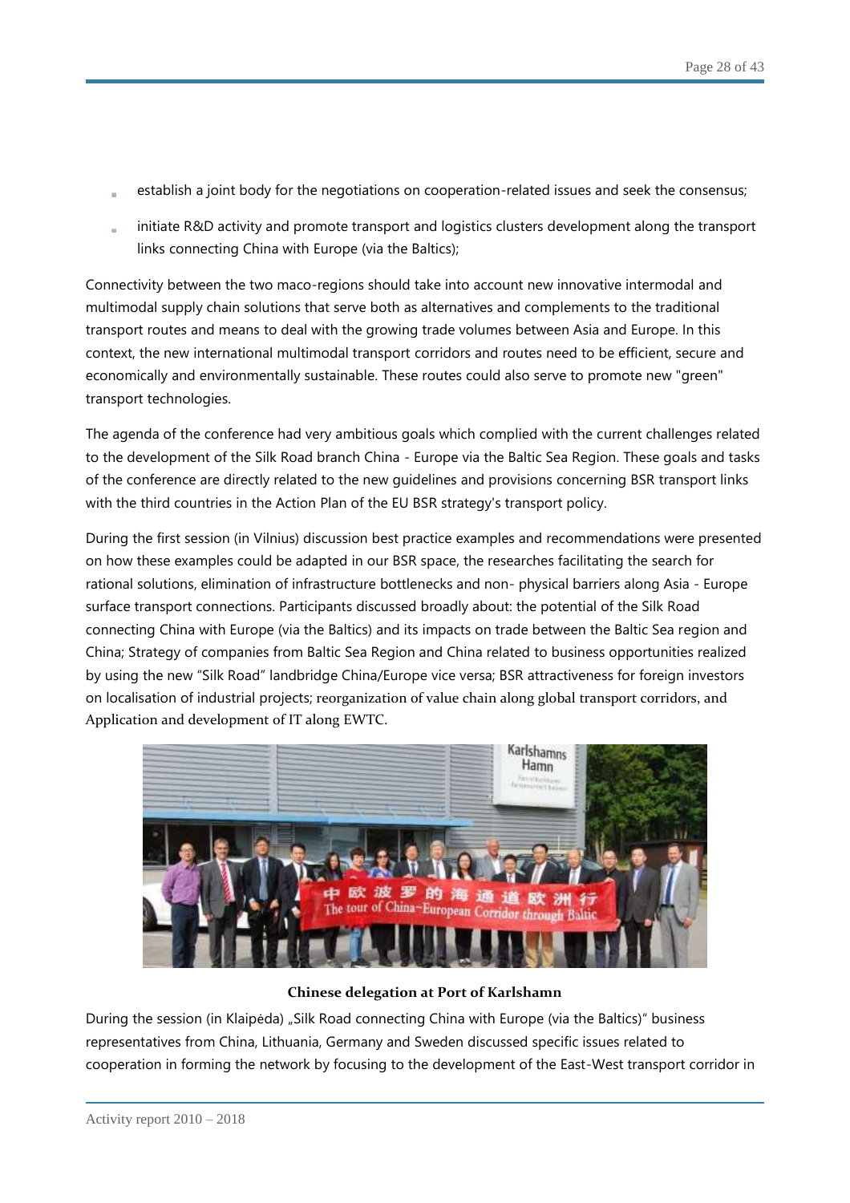- establish a joint body for the negotiations on cooperation-related issues and seek the consensus;
- initiate R&D activity and promote transport and logistics clusters development along the transport links connecting China with Europe (via the Baltics);

Connectivity between the two maco-regions should take into account new innovative intermodal and multimodal supply chain solutions that serve both as alternatives and complements to the traditional transport routes and means to deal with the growing trade volumes between Asia and Europe. In this context, the new international multimodal transport corridors and routes need to be efficient, secure and economically and environmentally sustainable. These routes could also serve to promote new "green" transport technologies.

The agenda of the conference had very ambitious goals which complied with the current challenges related to the development of the Silk Road branch China - Europe via the Baltic Sea Region. These goals and tasks of the conference are directly related to the new guidelines and provisions concerning BSR transport links with the third countries in the Action Plan of the EU BSR strategy's transport policy.

During the first session (in Vilnius) discussion best practice examples and recommendations were presented on how these examples could be adapted in our BSR space, the researches facilitating the search for rational solutions, elimination of infrastructure bottlenecks and non- physical barriers along Asia - Europe surface transport connections. Participants discussed broadly about: the potential of the Silk Road connecting China with Europe (via the Baltics) and its impacts on trade between the Baltic Sea region and China; Strategy of companies from Baltic Sea Region and China related to business opportunities realized by using the new "Silk Road" landbridge China/Europe vice versa; BSR attractiveness for foreign investors on localisation of industrial projects; reorganization of value chain along global transport corridors, and Application and development of IT along EWTC.

**Chinese delegation at Port of Karlshamn**

During the session (in Klaipėda) „Silk Road connecting China with Europe (via the Baltics)" business representatives from China, Lithuania, Germany and Sweden discussed specific issues related to cooperation in forming the network by focusing to the development of the East-West transport corridor in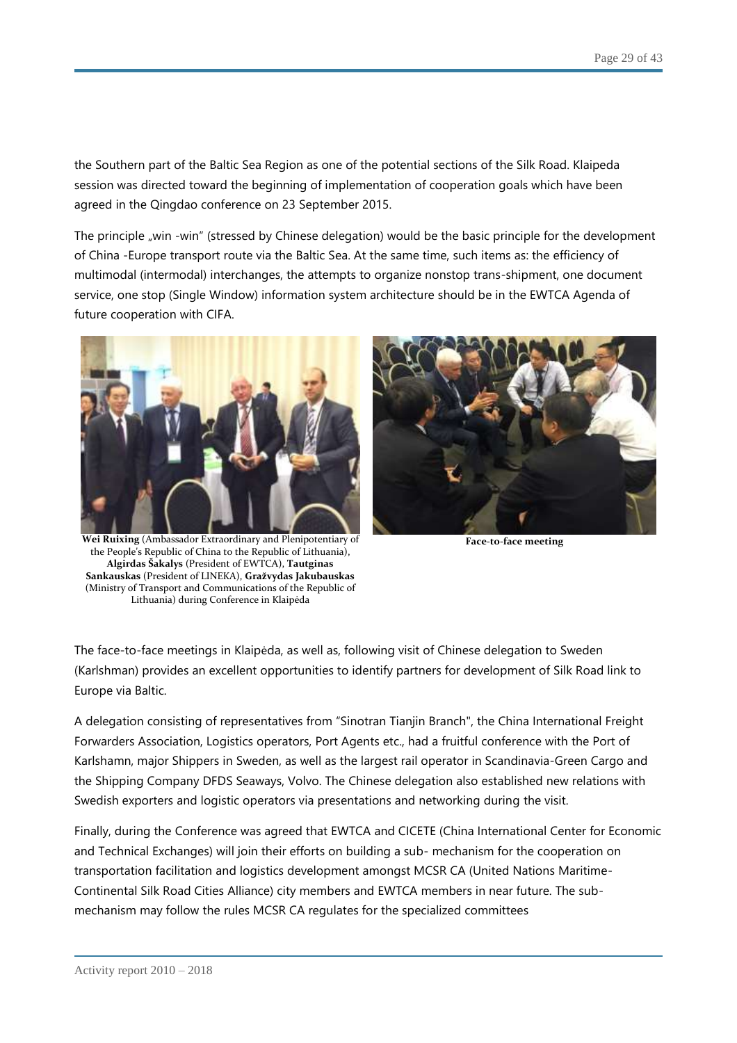the Southern part of the Baltic Sea Region as one of the potential sections of the Silk Road. Klaipeda session was directed toward the beginning of implementation of cooperation goals which have been agreed in the Qingdao conference on 23 September 2015.

The principle „win -win" (stressed by Chinese delegation) would be the basic principle for the development of China -Europe transport route via the Baltic Sea. At the same time, such items as: the efficiency of multimodal (intermodal) interchanges, the attempts to organize nonstop trans-shipment, one document service, one stop (Single Window) information system architecture should be in the EWTCA Agenda of future cooperation with CIFA.

**Wei Ruixing** (Ambassador Extraordinary and Plenipotentiary of the People's Republic of China to the Republic of Lithuania), **Algirdas Šakalys** (President of EWTCA), **Tautginas Sankauskas** (President of LINEKA), **Gražvydas Jakubauskas** (Ministry of Transport and Communications of the Republic of Lithuania) during Conference in Klaipėda

**Face-to-face meeting**

The face-to-face meetings in Klaipėda, as well as, following visit of Chinese delegation to Sweden (Karlshman) provides an excellent opportunities to identify partners for development of Silk Road link to Europe via Baltic.

A delegation consisting of representatives from "Sinotran Tianjin Branch", the China International Freight Forwarders Association, Logistics operators, Port Agents etc., had a fruitful conference with the Port of Karlshamn, major Shippers in Sweden, as well as the largest rail operator in Scandinavia-Green Cargo and the Shipping Company DFDS Seaways, Volvo. The Chinese delegation also established new relations with Swedish exporters and logistic operators via presentations and networking during the visit.

Finally, during the Conference was agreed that EWTCA and CICETE (China International Center for Economic and Technical Exchanges) will join their efforts on building a sub- mechanism for the cooperation on transportation facilitation and logistics development amongst MCSR CA (United Nations Maritime-Continental Silk Road Cities Alliance) city members and EWTCA members in near future. The sub-mechanism may follow the rules MCSR CA regulates for the specialized committees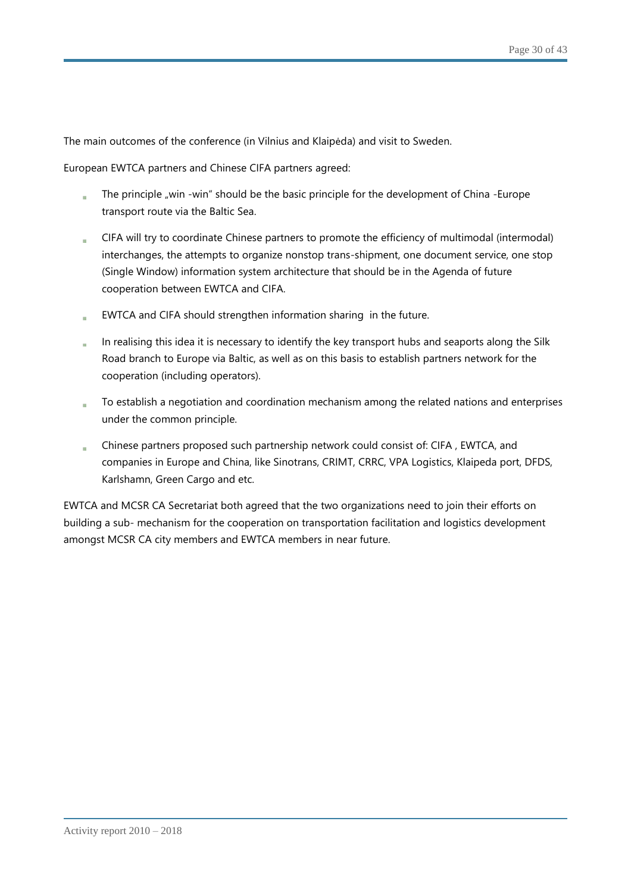The main outcomes of the conference (in Vilnius and Klaipėda) and visit to Sweden.

European EWTCA partners and Chinese CIFA partners agreed:

- The principle „win -win" should be the basic principle for the development of China -Europe transport route via the Baltic Sea.
- CIFA will try to coordinate Chinese partners to promote the efficiency of multimodal (intermodal) interchanges, the attempts to organize nonstop trans-shipment, one document service, one stop (Single Window) information system architecture that should be in the Agenda of future cooperation between EWTCA and CIFA.
- EWTCA and CIFA should strengthen information sharing in the future.
- In realising this idea it is necessary to identify the key transport hubs and seaports along the Silk Road branch to Europe via Baltic, as well as on this basis to establish partners network for the cooperation (including operators).
- To establish a negotiation and coordination mechanism among the related nations and enterprises under the common principle.
- Chinese partners proposed such partnership network could consist of: CIFA , EWTCA, and companies in Europe and China, like Sinotrans, CRIMT, CRRC, VPA Logistics, Klaipeda port, DFDS, Karlshamn, Green Cargo and etc.

EWTCA and MCSR CA Secretariat both agreed that the two organizations need to join their efforts on building a sub- mechanism for the cooperation on transportation facilitation and logistics development amongst MCSR CA city members and EWTCA members in near future.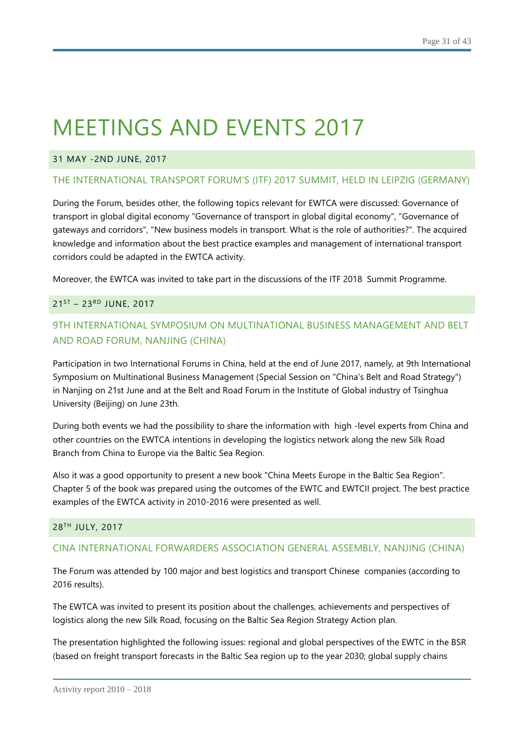# MEETINGS AND EVENTS 2017

### 31 MAY -2ND JUNE, 2017

### THE INTERNATIONAL TRANSPORT FORUM'S (ITF) 2017 SUMMIT, HELD IN LEIPZIG (GERMANY)

During the Forum, besides other, the following topics relevant for EWTCA were discussed: Governance of transport in global digital economy "Governance of transport in global digital economy", "Governance of gateways and corridors", "New business models in transport. What is the role of authorities?". The acquired knowledge and information about the best practice examples and management of international transport corridors could be adapted in the EWTCA activity.

Moreover, the EWTCA was invited to take part in the discussions of the ITF 2018 Summit Programme.

### 21ST – 23RD JUNE, 2017

### 9TH INTERNATIONAL SYMPOSIUM ON MULTINATIONAL BUSINESS MANAGEMENT AND BELT AND ROAD FORUM, NANJING (CHINA)

Participation in two International Forums in China, held at the end of June 2017, namely, at 9th International Symposium on Multinational Business Management (Special Session on "China's Belt and Road Strategy") in Nanjing on 21st June and at the Belt and Road Forum in the Institute of Global industry of Tsinghua University (Beijing) on June 23th.

During both events we had the possibility to share the information with high -level experts from China and other countries on the EWTCA intentions in developing the logistics network along the new Silk Road Branch from China to Europe via the Baltic Sea Region.

Also it was a good opportunity to present a new book "China Meets Europe in the Baltic Sea Region". Chapter 5 of the book was prepared using the outcomes of the EWTC and EWTCII project. The best practice examples of the EWTCA activity in 2010-2016 were presented as well.

### 28TH JULY, 2017

### CINA INTERNATIONAL FORWARDERS ASSOCIATION GENERAL ASSEMBLY, NANJING (CHINA)

The Forum was attended by 100 major and best logistics and transport Chinese companies (according to 2016 results).

The EWTCA was invited to present its position about the challenges, achievements and perspectives of logistics along the new Silk Road, focusing on the Baltic Sea Region Strategy Action plan.

The presentation highlighted the following issues: regional and global perspectives of the EWTC in the BSR (based on freight transport forecasts in the Baltic Sea region up to the year 2030; global supply chains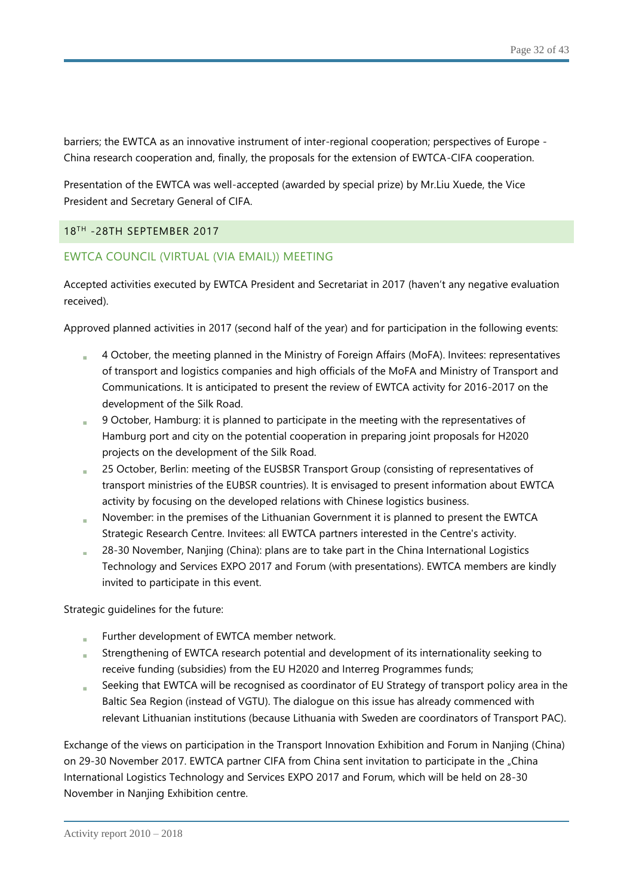barriers; the EWTCA as an innovative instrument of inter-regional cooperation; perspectives of Europe - China research cooperation and, finally, the proposals for the extension of EWTCA-CIFA cooperation.

Presentation of the EWTCA was well-accepted (awarded by special prize) by Mr.Liu Xuede, the Vice President and Secretary General of CIFA.

## 18TH -28TH SEPTEMBER 2017

### EWTCA COUNCIL (VIRTUAL (VIA EMAIL)) MEETING

Accepted activities executed by EWTCA President and Secretariat in 2017 (haven't any negative evaluation received).

Approved planned activities in 2017 (second half of the year) and for participation in the following events:

- 4 October, the meeting planned in the Ministry of Foreign Affairs (MoFA). Invitees: representatives of transport and logistics companies and high officials of the MoFA and Ministry of Transport and Communications. It is anticipated to present the review of EWTCA activity for 2016-2017 on the development of the Silk Road.
- 9 October, Hamburg: it is planned to participate in the meeting with the representatives of Hamburg port and city on the potential cooperation in preparing joint proposals for H2020 projects on the development of the Silk Road.
- 25 October, Berlin: meeting of the EUSBSR Transport Group (consisting of representatives of transport ministries of the EUBSR countries). It is envisaged to present information about EWTCA activity by focusing on the developed relations with Chinese logistics business.
- November: in the premises of the Lithuanian Government it is planned to present the EWTCA Strategic Research Centre. Invitees: all EWTCA partners interested in the Centre's activity.
- 28-30 November, Nanjing (China): plans are to take part in the China International Logistics Technology and Services EXPO 2017 and Forum (with presentations). EWTCA members are kindly invited to participate in this event.

Strategic guidelines for the future:

- Further development of EWTCA member network.
- Strengthening of EWTCA research potential and development of its internationality seeking to receive funding (subsidies) from the EU H2020 and Interreg Programmes funds;
- Seeking that EWTCA will be recognised as coordinator of EU Strategy of transport policy area in the Baltic Sea Region (instead of VGTU). The dialogue on this issue has already commenced with relevant Lithuanian institutions (because Lithuania with Sweden are coordinators of Transport PAC).

Exchange of the views on participation in the Transport Innovation Exhibition and Forum in Nanjing (China) on 29-30 November 2017. EWTCA partner CIFA from China sent invitation to participate in the „China International Logistics Technology and Services EXPO 2017 and Forum, which will be held on 28-30 November in Nanjing Exhibition centre.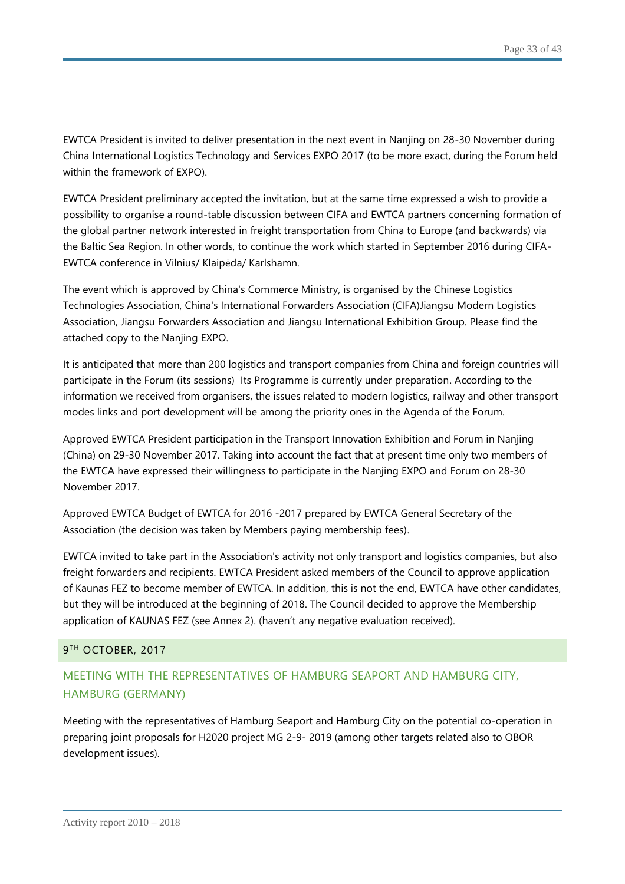EWTCA President is invited to deliver presentation in the next event in Nanjing on 28-30 November during China International Logistics Technology and Services EXPO 2017 (to be more exact, during the Forum held within the framework of EXPO).

EWTCA President preliminary accepted the invitation, but at the same time expressed a wish to provide a possibility to organise a round-table discussion between CIFA and EWTCA partners concerning formation of the global partner network interested in freight transportation from China to Europe (and backwards) via the Baltic Sea Region. In other words, to continue the work which started in September 2016 during CIFA-EWTCA conference in Vilnius/ Klaipėda/ Karlshamn.

The event which is approved by China's Commerce Ministry, is organised by the Chinese Logistics Technologies Association, China's International Forwarders Association (CIFA)Jiangsu Modern Logistics Association, Jiangsu Forwarders Association and Jiangsu International Exhibition Group. Please find the attached copy to the Nanjing EXPO.

It is anticipated that more than 200 logistics and transport companies from China and foreign countries will participate in the Forum (its sessions) Its Programme is currently under preparation. According to the information we received from organisers, the issues related to modern logistics, railway and other transport modes links and port development will be among the priority ones in the Agenda of the Forum.

Approved EWTCA President participation in the Transport Innovation Exhibition and Forum in Nanjing (China) on 29-30 November 2017. Taking into account the fact that at present time only two members of the EWTCA have expressed their willingness to participate in the Nanjing EXPO and Forum on 28-30 November 2017.

Approved EWTCA Budget of EWTCA for 2016 -2017 prepared by EWTCA General Secretary of the Association (the decision was taken by Members paying membership fees).

EWTCA invited to take part in the Association's activity not only transport and logistics companies, but also freight forwarders and recipients. EWTCA President asked members of the Council to approve application of Kaunas FEZ to become member of EWTCA. In addition, this is not the end, EWTCA have other candidates, but they will be introduced at the beginning of 2018. The Council decided to approve the Membership application of KAUNAS FEZ (see Annex 2). (haven't any negative evaluation received).

### 9TH OCTOBER, 2017

## MEETING WITH THE REPRESENTATIVES OF HAMBURG SEAPORT AND HAMBURG CITY, HAMBURG (GERMANY)

Meeting with the representatives of Hamburg Seaport and Hamburg City on the potential co-operation in preparing joint proposals for H2020 project MG 2-9- 2019 (among other targets related also to OBOR development issues).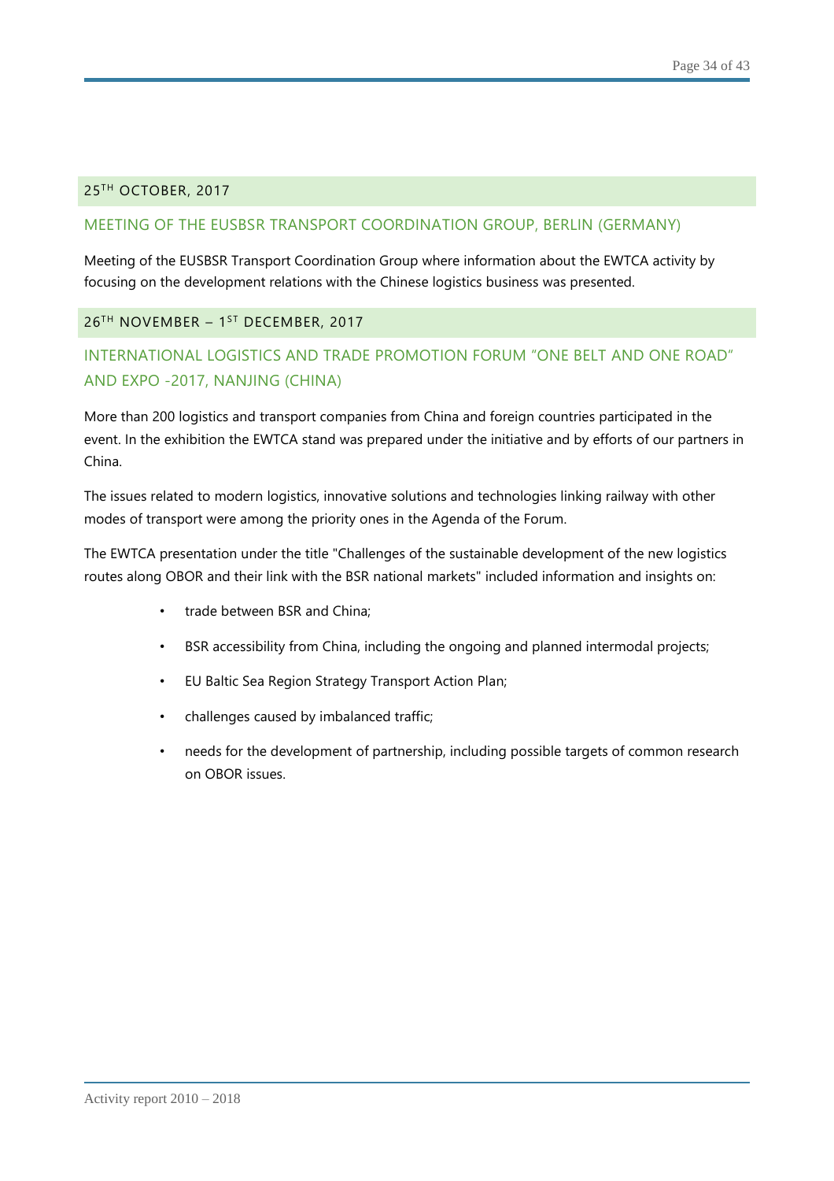### 25TH OCTOBER, 2017

#### MEETING OF THE EUSBSR TRANSPORT COORDINATION GROUP, BERLIN (GERMANY)

Meeting of the EUSBSR Transport Coordination Group where information about the EWTCA activity by focusing on the development relations with the Chinese logistics business was presented.

### 26TH NOVEMBER – 1ST DECEMBER, 2017

#### INTERNATIONAL LOGISTICS AND TRADE PROMOTION FORUM "ONE BELT AND ONE ROAD" AND EXPO -2017, NANJING (CHINA)

More than 200 logistics and transport companies from China and foreign countries participated in the event. In the exhibition the EWTCA stand was prepared under the initiative and by efforts of our partners in China.

The issues related to modern logistics, innovative solutions and technologies linking railway with other modes of transport were among the priority ones in the Agenda of the Forum.

The EWTCA presentation under the title "Challenges of the sustainable development of the new logistics routes along OBOR and their link with the BSR national markets" included information and insights on:

- trade between BSR and China;
- BSR accessibility from China, including the ongoing and planned intermodal projects;
- EU Baltic Sea Region Strategy Transport Action Plan;
- challenges caused by imbalanced traffic;
- needs for the development of partnership, including possible targets of common research on OBOR issues.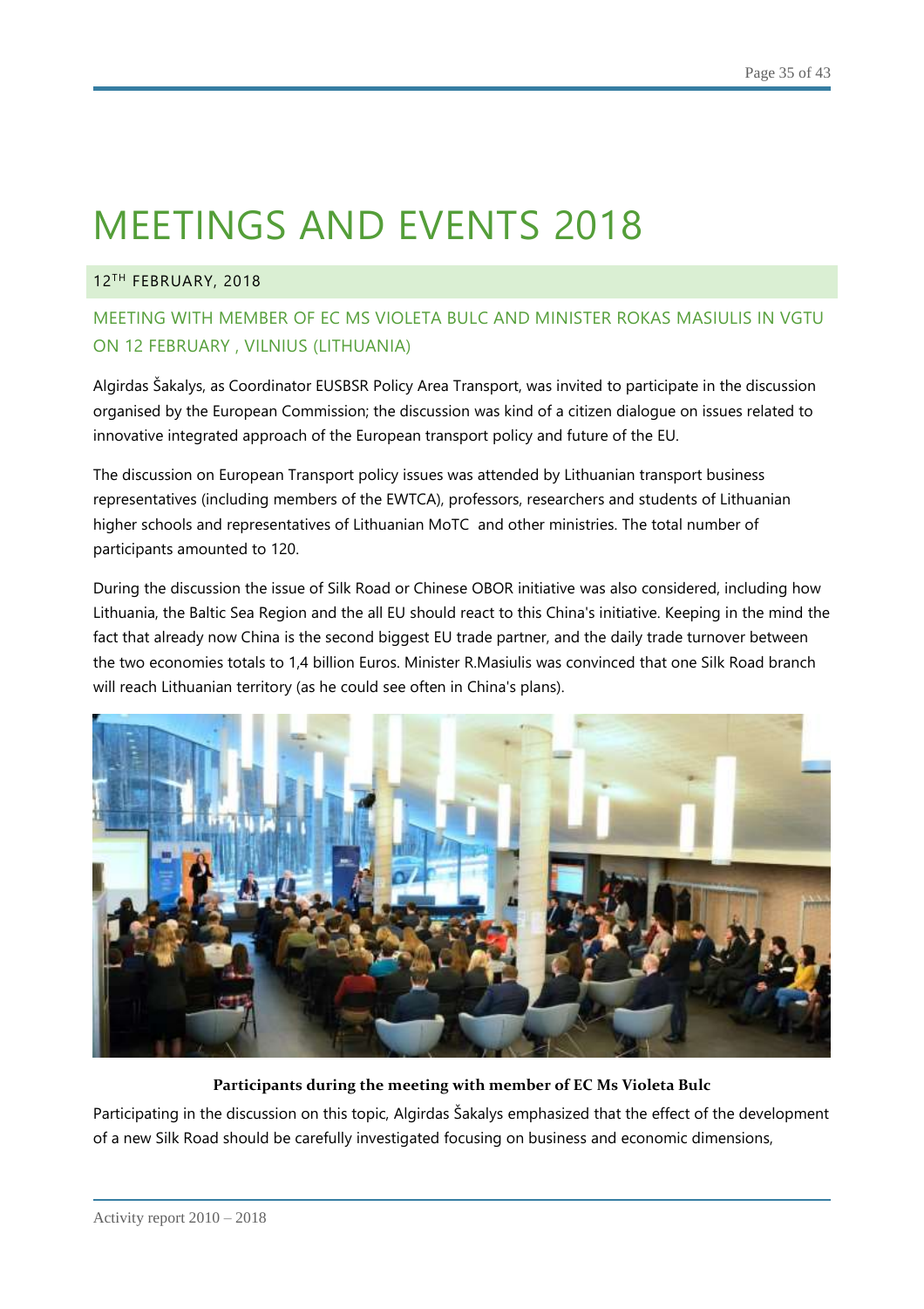# MEETINGS AND EVENTS 2018

## 12TH FEBRUARY, 2018

### MEETING WITH MEMBER OF EC MS VIOLETA BULC AND MINISTER ROKAS MASIULIS IN VGTU ON 12 FEBRUARY , VILNIUS (LITHUANIA)

Algirdas Šakalys, as Coordinator EUSBSR Policy Area Transport, was invited to participate in the discussion organised by the European Commission; the discussion was kind of a citizen dialogue on issues related to innovative integrated approach of the European transport policy and future of the EU.

The discussion on European Transport policy issues was attended by Lithuanian transport business representatives (including members of the EWTCA), professors, researchers and students of Lithuanian higher schools and representatives of Lithuanian MoTC and other ministries. The total number of participants amounted to 120.

During the discussion the issue of Silk Road or Chinese OBOR initiative was also considered, including how Lithuania, the Baltic Sea Region and the all EU should react to this China's initiative. Keeping in the mind the fact that already now China is the second biggest EU trade partner, and the daily trade turnover between the two economies totals to 1,4 billion Euros. Minister R.Masiulis was convinced that one Silk Road branch will reach Lithuanian territory (as he could see often in China's plans).

**Participants during the meeting with member of EC Ms Violeta Bulc**

Participating in the discussion on this topic, Algirdas Šakalys emphasized that the effect of the development of a new Silk Road should be carefully investigated focusing on business and economic dimensions,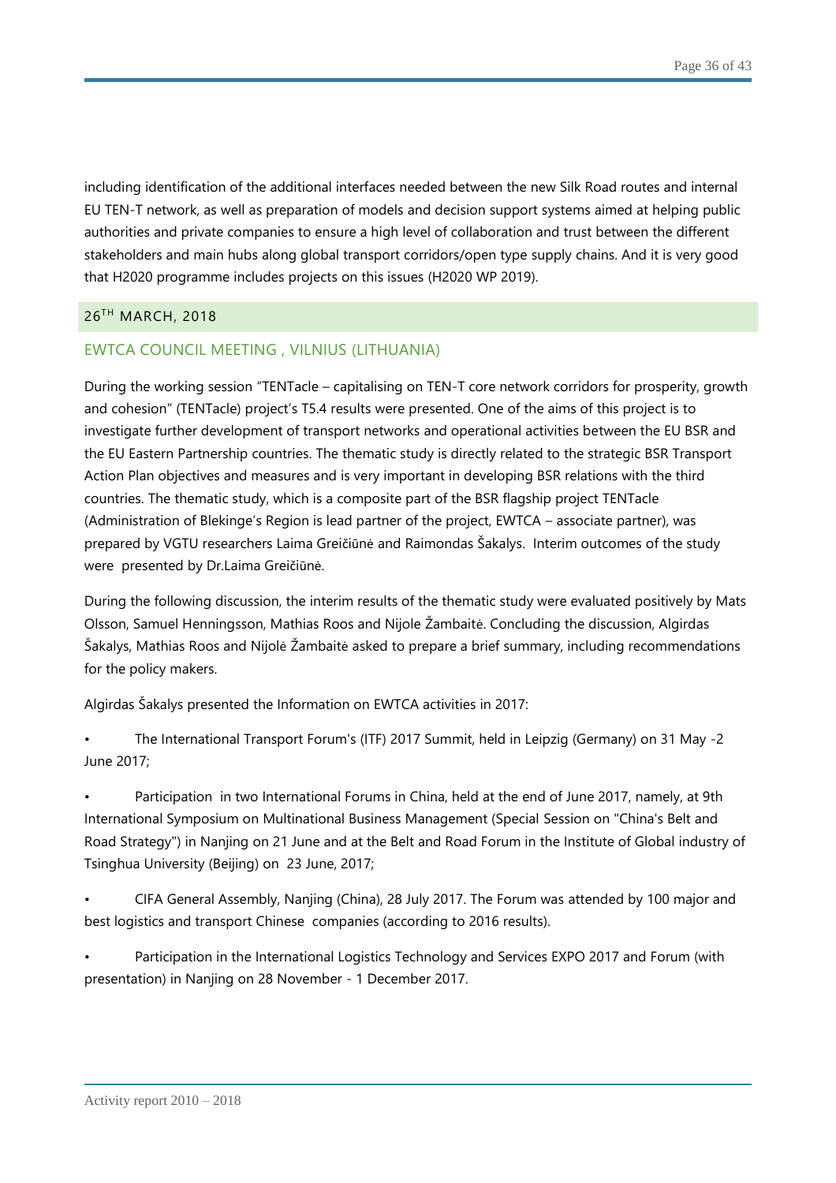including identification of the additional interfaces needed between the new Silk Road routes and internal EU TEN-T network, as well as preparation of models and decision support systems aimed at helping public authorities and private companies to ensure a high level of collaboration and trust between the different stakeholders and main hubs along global transport corridors/open type supply chains. And it is very good that H2020 programme includes projects on this issues (H2020 WP 2019).

## 26TH MARCH, 2018

### EWTCA COUNCIL MEETING , VILNIUS (LITHUANIA)

During the working session "TENTacle – capitalising on TEN-T core network corridors for prosperity, growth and cohesion" (TENTacle) project's T5.4 results were presented. One of the aims of this project is to investigate further development of transport networks and operational activities between the EU BSR and the EU Eastern Partnership countries. The thematic study is directly related to the strategic BSR Transport Action Plan objectives and measures and is very important in developing BSR relations with the third countries. The thematic study, which is a composite part of the BSR flagship project TENTacle (Administration of Blekinge's Region is lead partner of the project, EWTCA – associate partner), was prepared by VGTU researchers Laima Greičiūnė and Raimondas Šakalys. Interim outcomes of the study were presented by Dr.Laima Greičiūnė.

During the following discussion, the interim results of the thematic study were evaluated positively by Mats Olsson, Samuel Henningsson, Mathias Roos and Nijole Žambaitė. Concluding the discussion, Algirdas Šakalys, Mathias Roos and Nijolė Žambaitė asked to prepare a brief summary, including recommendations for the policy makers.

Algirdas Šakalys presented the Information on EWTCA activities in 2017:

- The International Transport Forum's (ITF) 2017 Summit, held in Leipzig (Germany) on 31 May -2 June 2017;
- Participation in two International Forums in China, held at the end of June 2017, namely, at 9th International Symposium on Multinational Business Management (Special Session on "China's Belt and Road Strategy") in Nanjing on 21 June and at the Belt and Road Forum in the Institute of Global industry of Tsinghua University (Beijing) on 23 June, 2017;
- CIFA General Assembly, Nanjing (China), 28 July 2017. The Forum was attended by 100 major and best logistics and transport Chinese companies (according to 2016 results).
- Participation in the International Logistics Technology and Services EXPO 2017 and Forum (with presentation) in Nanjing on 28 November - 1 December 2017.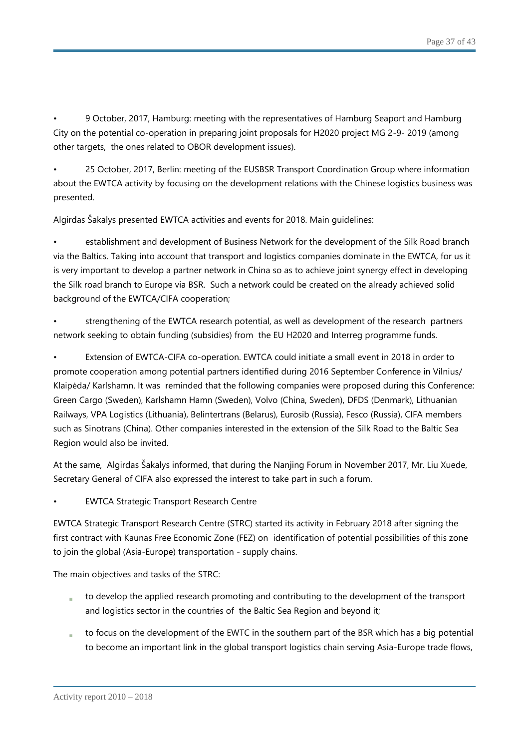- 9 October, 2017, Hamburg: meeting with the representatives of Hamburg Seaport and Hamburg City on the potential co-operation in preparing joint proposals for H2020 project MG 2-9- 2019 (among other targets, the ones related to OBOR development issues).

- 25 October, 2017, Berlin: meeting of the EUSBSR Transport Coordination Group where information about the EWTCA activity by focusing on the development relations with the Chinese logistics business was presented.

Algirdas Šakalys presented EWTCA activities and events for 2018. Main guidelines:

- establishment and development of Business Network for the development of the Silk Road branch via the Baltics. Taking into account that transport and logistics companies dominate in the EWTCA, for us it is very important to develop a partner network in China so as to achieve joint synergy effect in developing the Silk road branch to Europe via BSR. Such a network could be created on the already achieved solid background of the EWTCA/CIFA cooperation;

- strengthening of the EWTCA research potential, as well as development of the research partners network seeking to obtain funding (subsidies) from the EU H2020 and Interreg programme funds.

- Extension of EWTCA-CIFA co-operation. EWTCA could initiate a small event in 2018 in order to promote cooperation among potential partners identified during 2016 September Conference in Vilnius/ Klaipėda/ Karlshamn. It was reminded that the following companies were proposed during this Conference: Green Cargo (Sweden), Karlshamn Hamn (Sweden), Volvo (China, Sweden), DFDS (Denmark), Lithuanian Railways, VPA Logistics (Lithuania), Belintertrans (Belarus), Eurosib (Russia), Fesco (Russia), CIFA members such as Sinotrans (China). Other companies interested in the extension of the Silk Road to the Baltic Sea Region would also be invited.

At the same, Algirdas Šakalys informed, that during the Nanjing Forum in November 2017, Mr. Liu Xuede, Secretary General of CIFA also expressed the interest to take part in such a forum.

- EWTCA Strategic Transport Research Centre

EWTCA Strategic Transport Research Centre (STRC) started its activity in February 2018 after signing the first contract with Kaunas Free Economic Zone (FEZ) on identification of potential possibilities of this zone to join the global (Asia-Europe) transportation - supply chains.

The main objectives and tasks of the STRC:

- to develop the applied research promoting and contributing to the development of the transport and logistics sector in the countries of the Baltic Sea Region and beyond it;
- to focus on the development of the EWTC in the southern part of the BSR which has a big potential to become an important link in the global transport logistics chain serving Asia-Europe trade flows,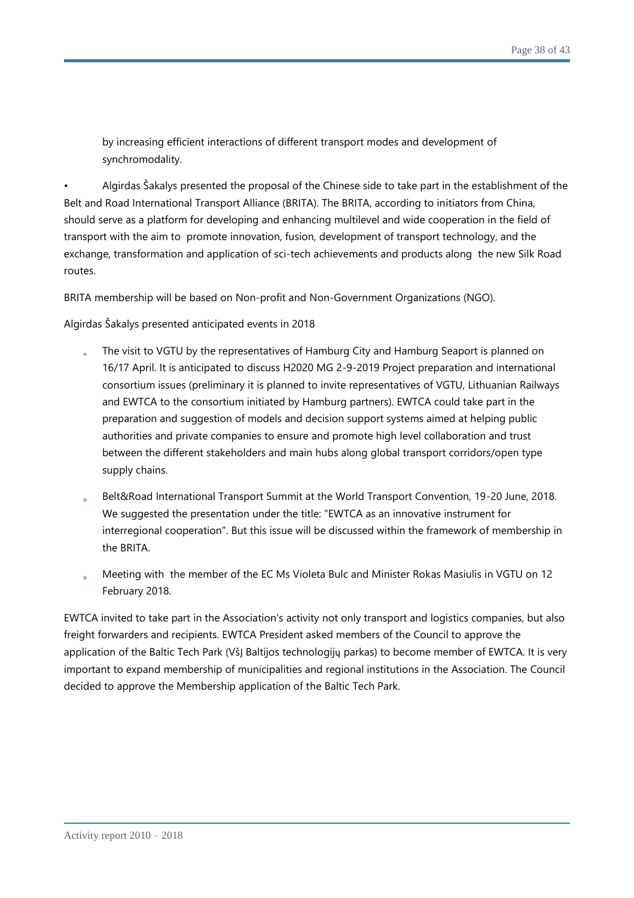by increasing efficient interactions of different transport modes and development of synchromodality.

- Algirdas Šakalys presented the proposal of the Chinese side to take part in the establishment of the Belt and Road International Transport Alliance (BRITA). The BRITA, according to initiators from China, should serve as a platform for developing and enhancing multilevel and wide cooperation in the field of transport with the aim to promote innovation, fusion, development of transport technology, and the exchange, transformation and application of sci-tech achievements and products along the new Silk Road routes.

BRITA membership will be based on Non-profit and Non-Government Organizations (NGO).

Algirdas Šakalys presented anticipated events in 2018

- The visit to VGTU by the representatives of Hamburg City and Hamburg Seaport is planned on 16/17 April. It is anticipated to discuss H2020 MG 2-9-2019 Project preparation and international consortium issues (preliminary it is planned to invite representatives of VGTU, Lithuanian Railways and EWTCA to the consortium initiated by Hamburg partners). EWTCA could take part in the preparation and suggestion of models and decision support systems aimed at helping public authorities and private companies to ensure and promote high level collaboration and trust between the different stakeholders and main hubs along global transport corridors/open type supply chains.
- Belt&Road International Transport Summit at the World Transport Convention, 19-20 June, 2018. We suggested the presentation under the title: "EWTCA as an innovative instrument for interregional cooperation". But this issue will be discussed within the framework of membership in the BRITA.
- Meeting with the member of the EC Ms Violeta Bulc and Minister Rokas Masiulis in VGTU on 12 February 2018.

EWTCA invited to take part in the Association's activity not only transport and logistics companies, but also freight forwarders and recipients. EWTCA President asked members of the Council to approve the application of the Baltic Tech Park (VšĮ Baltijos technologijų parkas) to become member of EWTCA. It is very important to expand membership of municipalities and regional institutions in the Association. The Council decided to approve the Membership application of the Baltic Tech Park.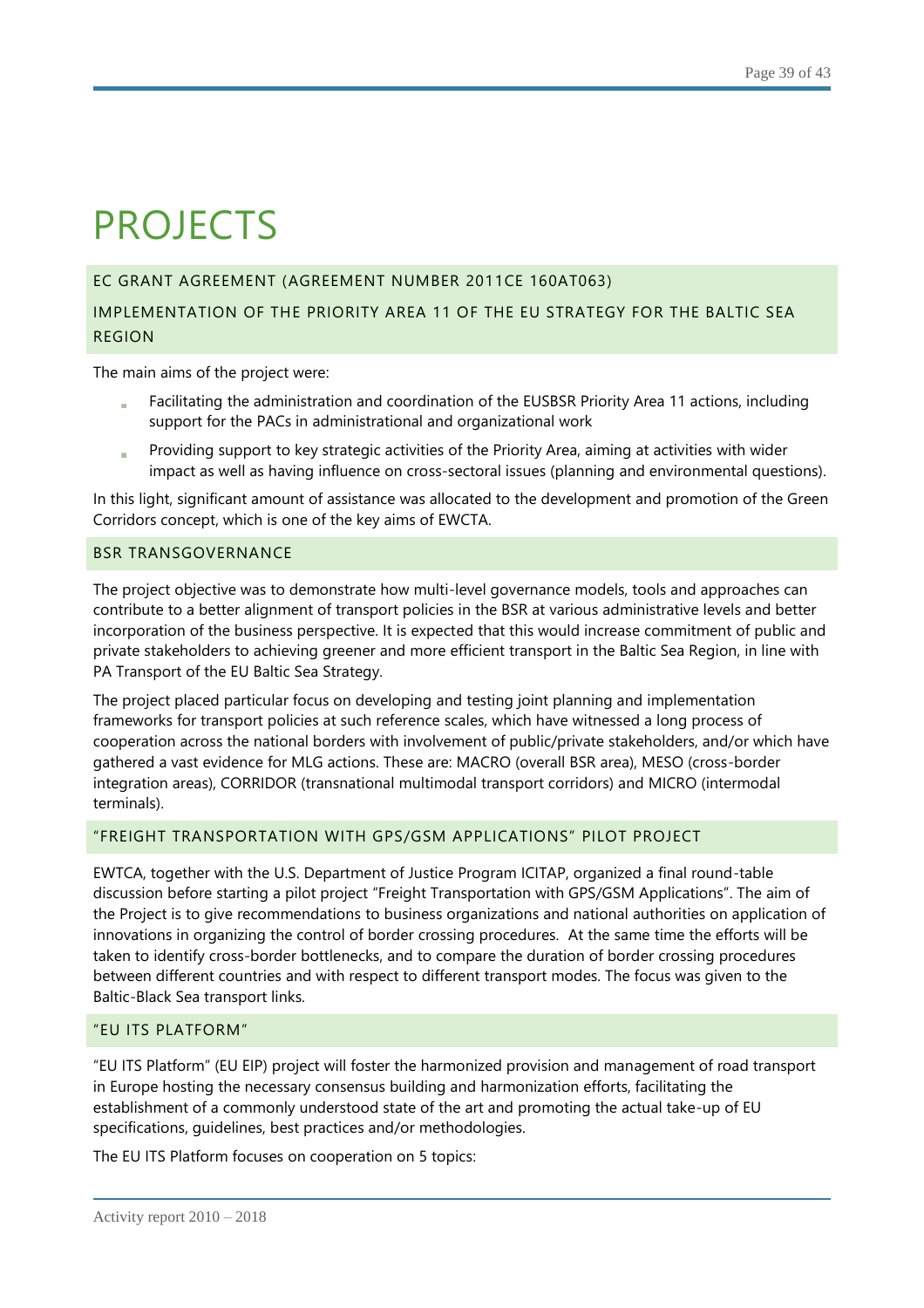# PROJECTS

## EC GRANT AGREEMENT (AGREEMENT NUMBER 2011CE 160AT063)

## IMPLEMENTATION OF THE PRIORITY AREA 11 OF THE EU STRATEGY FOR THE BALTIC SEA REGION

The main aims of the project were:

- Facilitating the administration and coordination of the EUSBSR Priority Area 11 actions, including support for the PACs in administrational and organizational work
- Providing support to key strategic activities of the Priority Area, aiming at activities with wider impact as well as having influence on cross-sectoral issues (planning and environmental questions).

In this light, significant amount of assistance was allocated to the development and promotion of the Green Corridors concept, which is one of the key aims of EWCTA.

## BSR TRANSGOVERNANCE

The project objective was to demonstrate how multi-level governance models, tools and approaches can contribute to a better alignment of transport policies in the BSR at various administrative levels and better incorporation of the business perspective. It is expected that this would increase commitment of public and private stakeholders to achieving greener and more efficient transport in the Baltic Sea Region, in line with PA Transport of the EU Baltic Sea Strategy.

The project placed particular focus on developing and testing joint planning and implementation frameworks for transport policies at such reference scales, which have witnessed a long process of cooperation across the national borders with involvement of public/private stakeholders, and/or which have gathered a vast evidence for MLG actions. These are: MACRO (overall BSR area), MESO (cross-border integration areas), CORRIDOR (transnational multimodal transport corridors) and MICRO (intermodal terminals).

## "FREIGHT TRANSPORTATION WITH GPS/GSM APPLICATIONS" PILOT PROJECT

EWTCA, together with the U.S. Department of Justice Program ICITAP, organized a final round-table discussion before starting a pilot project "Freight Transportation with GPS/GSM Applications". The aim of the Project is to give recommendations to business organizations and national authorities on application of innovations in organizing the control of border crossing procedures. At the same time the efforts will be taken to identify cross-border bottlenecks, and to compare the duration of border crossing procedures between different countries and with respect to different transport modes. The focus was given to the Baltic-Black Sea transport links.

## "EU ITS PLATFORM"

"EU ITS Platform" (EU EIP) project will foster the harmonized provision and management of road transport in Europe hosting the necessary consensus building and harmonization efforts, facilitating the establishment of a commonly understood state of the art and promoting the actual take-up of EU specifications, guidelines, best practices and/or methodologies.

The EU ITS Platform focuses on cooperation on 5 topics: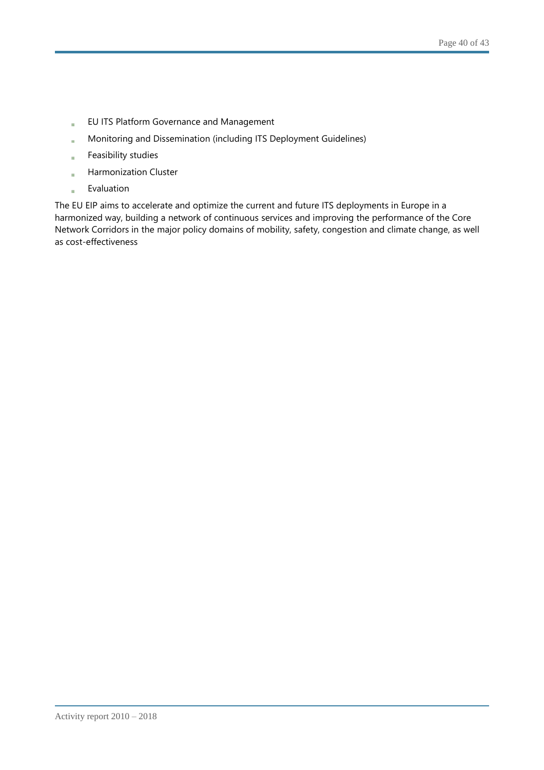- EU ITS Platform Governance and Management
- Monitoring and Dissemination (including ITS Deployment Guidelines)
- Feasibility studies
- Harmonization Cluster
- Evaluation

The EU EIP aims to accelerate and optimize the current and future ITS deployments in Europe in a harmonized way, building a network of continuous services and improving the performance of the Core Network Corridors in the major policy domains of mobility, safety, congestion and climate change, as well as cost-effectiveness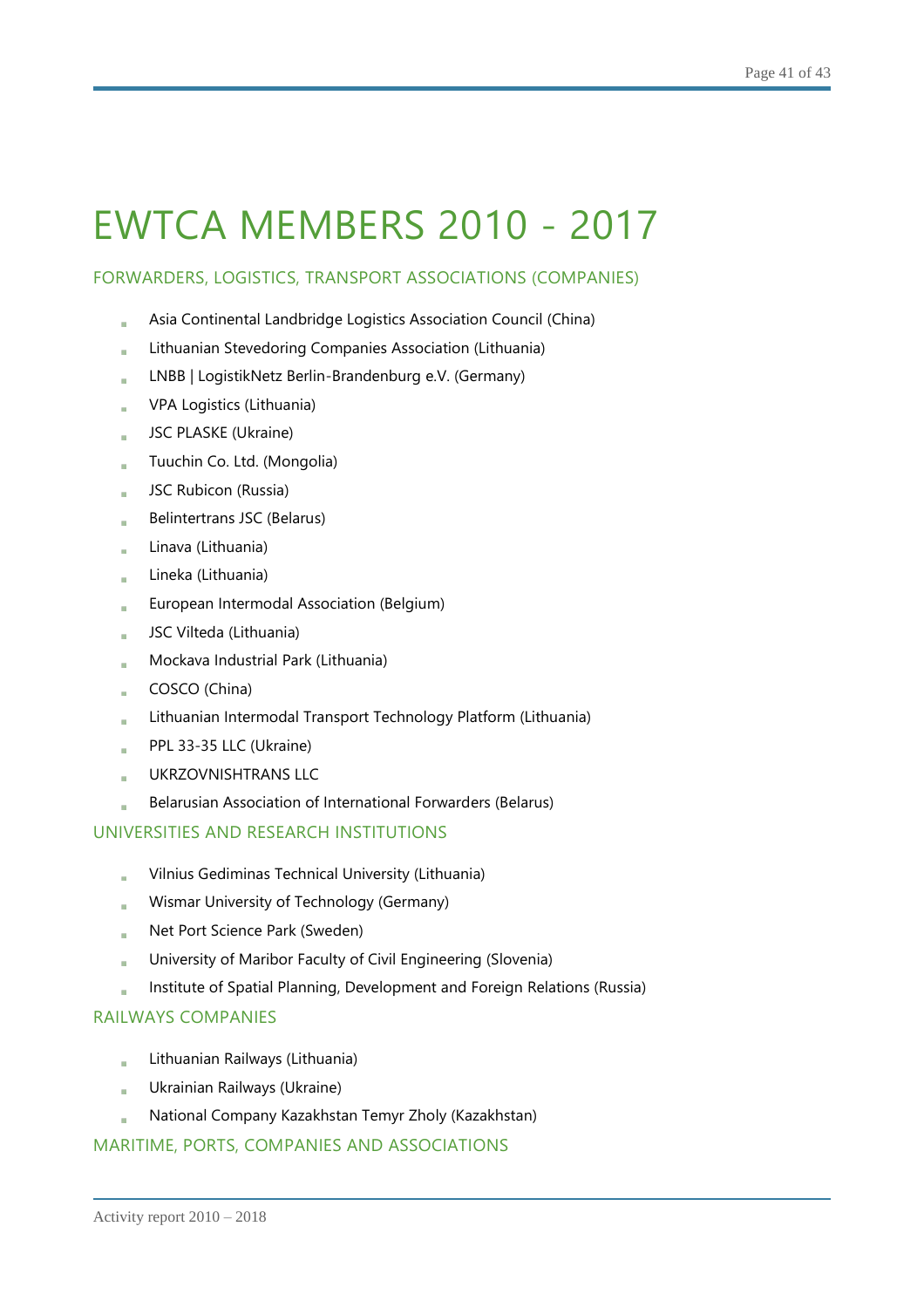# EWTCA MEMBERS 2010 - 2017

## FORWARDERS, LOGISTICS, TRANSPORT ASSOCIATIONS (COMPANIES)

- Asia Continental Landbridge Logistics Association Council (China)
- Lithuanian Stevedoring Companies Association (Lithuania)
- LNBB | LogistikNetz Berlin-Brandenburg e.V. (Germany)
- VPA Logistics (Lithuania)
- JSC PLASKE (Ukraine)
- Tuuchin Co. Ltd. (Mongolia)
- JSC Rubicon (Russia)
- Belintertrans JSC (Belarus)
- Linava (Lithuania)
- Lineka (Lithuania)
- European Intermodal Association (Belgium)
- JSC Vilteda (Lithuania)
- Mockava Industrial Park (Lithuania)
- COSCO (China)
- Lithuanian Intermodal Transport Technology Platform (Lithuania)
- PPL 33-35 LLC (Ukraine)
- UKRZOVNISHTRANS LLC
- Belarusian Association of International Forwarders (Belarus)

## UNIVERSITIES AND RESEARCH INSTITUTIONS

- Vilnius Gediminas Technical University (Lithuania)
- Wismar University of Technology (Germany)
- Net Port Science Park (Sweden)
- University of Maribor Faculty of Civil Engineering (Slovenia)
- Institute of Spatial Planning, Development and Foreign Relations (Russia)

## RAILWAYS COMPANIES

- Lithuanian Railways (Lithuania)
- Ukrainian Railways (Ukraine)
- National Company Kazakhstan Temyr Zholy (Kazakhstan)

## MARITIME, PORTS, COMPANIES AND ASSOCIATIONS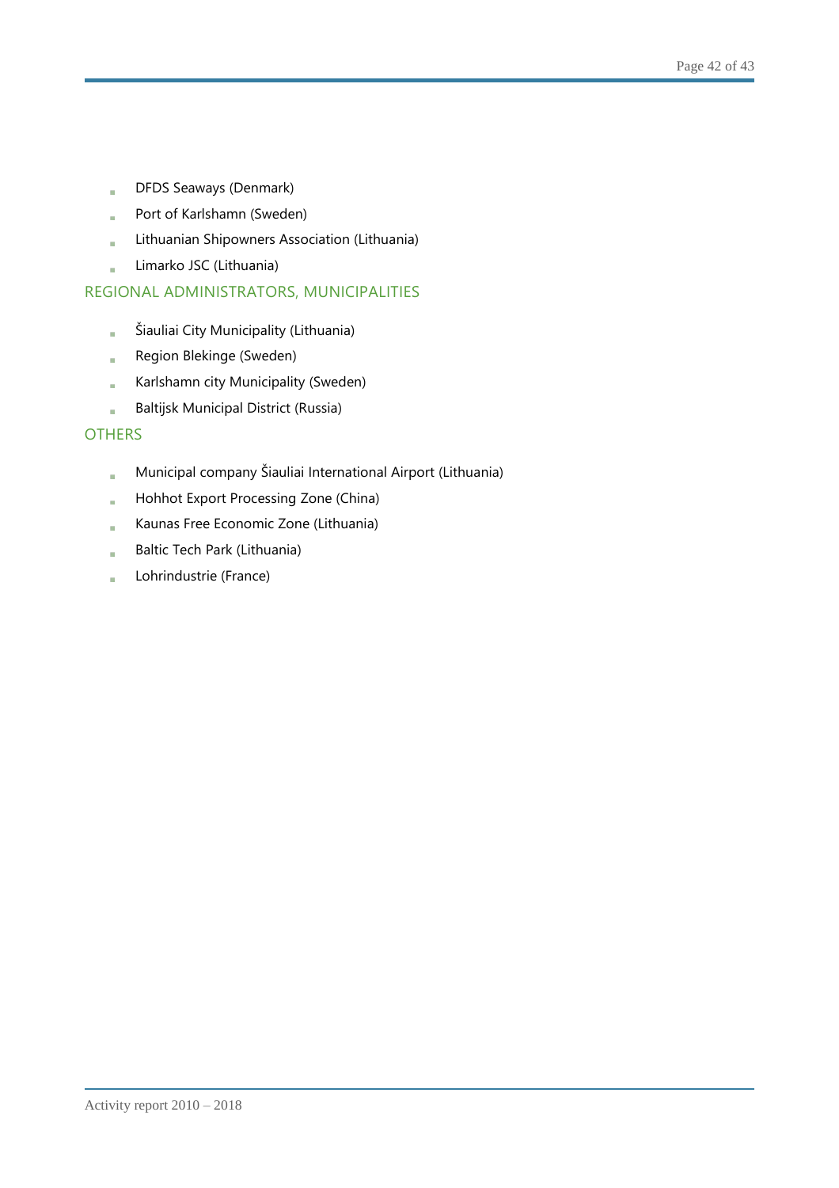- DFDS Seaways (Denmark)
- Port of Karlshamn (Sweden)
- Lithuanian Shipowners Association (Lithuania)
- Limarko JSC (Lithuania)

### REGIONAL ADMINISTRATORS, MUNICIPALITIES

- Šiauliai City Municipality (Lithuania)
- Region Blekinge (Sweden)
- Karlshamn city Municipality (Sweden)
- Baltijsk Municipal District (Russia)

### OTHERS

- Municipal company Šiauliai International Airport (Lithuania)
- Hohhot Export Processing Zone (China)
- Kaunas Free Economic Zone (Lithuania)
- Baltic Tech Park (Lithuania)
- Lohrindustrie (France)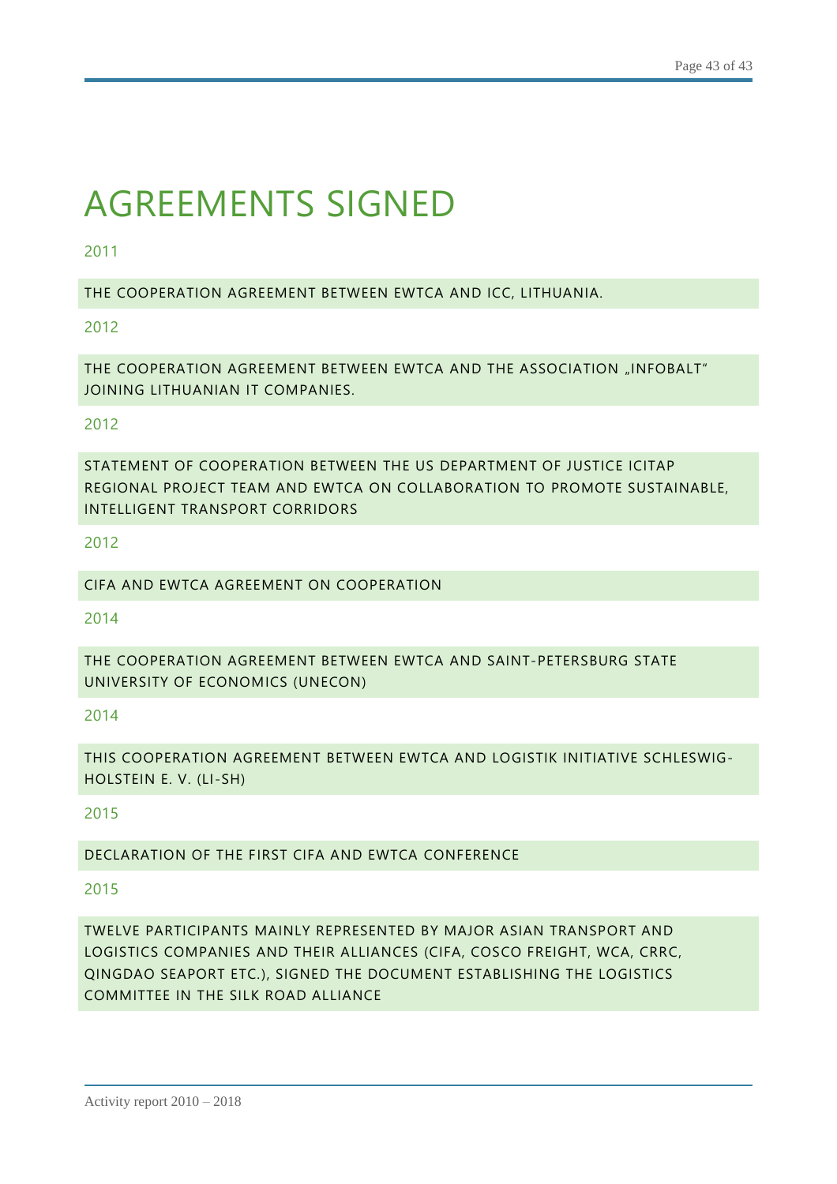# AGREEMENTS SIGNED

2011

THE COOPERATION AGREEMENT BETWEEN EWTCA AND ICC, LITHUANIA.

2012

THE COOPERATION AGREEMENT BETWEEN EWTCA AND THE ASSOCIATION „INFOBALT" JOINING LITHUANIAN IT COMPANIES.

2012

STATEMENT OF COOPERATION BETWEEN THE US DEPARTMENT OF JUSTICE ICITAP REGIONAL PROJECT TEAM AND EWTCA ON COLLABORATION TO PROMOTE SUSTAINABLE, INTELLIGENT TRANSPORT CORRIDORS

2012

CIFA AND EWTCA AGREEMENT ON COOPERATION

2014

THE COOPERATION AGREEMENT BETWEEN EWTCA AND SAINT-PETERSBURG STATE UNIVERSITY OF ECONOMICS (UNECON)

2014

THIS COOPERATION AGREEMENT BETWEEN EWTCA AND LOGISTIK INITIATIVE SCHLESWIG-HOLSTEIN E. V. (LI-SH)

2015

DECLARATION OF THE FIRST CIFA AND EWTCA CONFERENCE

2015

TWELVE PARTICIPANTS MAINLY REPRESENTED BY MAJOR ASIAN TRANSPORT AND LOGISTICS COMPANIES AND THEIR ALLIANCES (CIFA, COSCO FREIGHT, WCA, CRRC, QINGDAO SEAPORT ETC.), SIGNED THE DOCUMENT ESTABLISHING THE LOGISTICS COMMITTEE IN THE SILK ROAD ALLIANCE